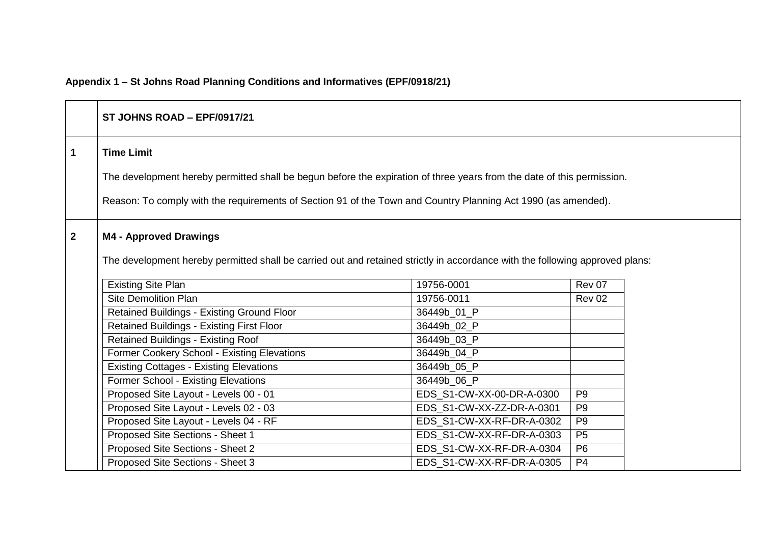**Appendix 1 – St Johns Road Planning Conditions and Informatives (EPF/0918/21)**

| | **ST JOHNS ROAD – EPF/0917/21** |
|---|---|
| **1** | **Time Limit**<br><br>The development hereby permitted shall be begun before the expiration of three years from the date of this permission.<br><br>Reason: To comply with the requirements of Section 91 of the Town and Country Planning Act 1990 (as amended). |
| **2** | **M4 - Approved Drawings**<br><br>The development hereby permitted shall be carried out and retained strictly in accordance with the following approved plans: |

| | | |
|---|---|---|
| Existing Site Plan | 19756-0001 | Rev 07 |
| Site Demolition Plan | 19756-0011 | Rev 02 |
| Retained Buildings - Existing Ground Floor | 36449b_01_P | |
| Retained Buildings - Existing First Floor | 36449b_02_P | |
| Retained Buildings - Existing Roof | 36449b_03_P | |
| Former Cookery School - Existing Elevations | 36449b_04_P | |
| Existing Cottages - Existing Elevations | 36449b_05_P | |
| Former School - Existing Elevations | 36449b_06_P | |
| Proposed Site Layout - Levels 00 - 01 | EDS_S1-CW-XX-00-DR-A-0300 | P9 |
| Proposed Site Layout - Levels 02 - 03 | EDS_S1-CW-XX-ZZ-DR-A-0301 | P9 |
| Proposed Site Layout - Levels 04 - RF | EDS_S1-CW-XX-RF-DR-A-0302 | P9 |
| Proposed Site Sections - Sheet 1 | EDS_S1-CW-XX-RF-DR-A-0303 | P5 |
| Proposed Site Sections - Sheet 2 | EDS_S1-CW-XX-RF-DR-A-0304 | P6 |
| Proposed Site Sections - Sheet 3 | EDS_S1-CW-XX-RF-DR-A-0305 | P4 |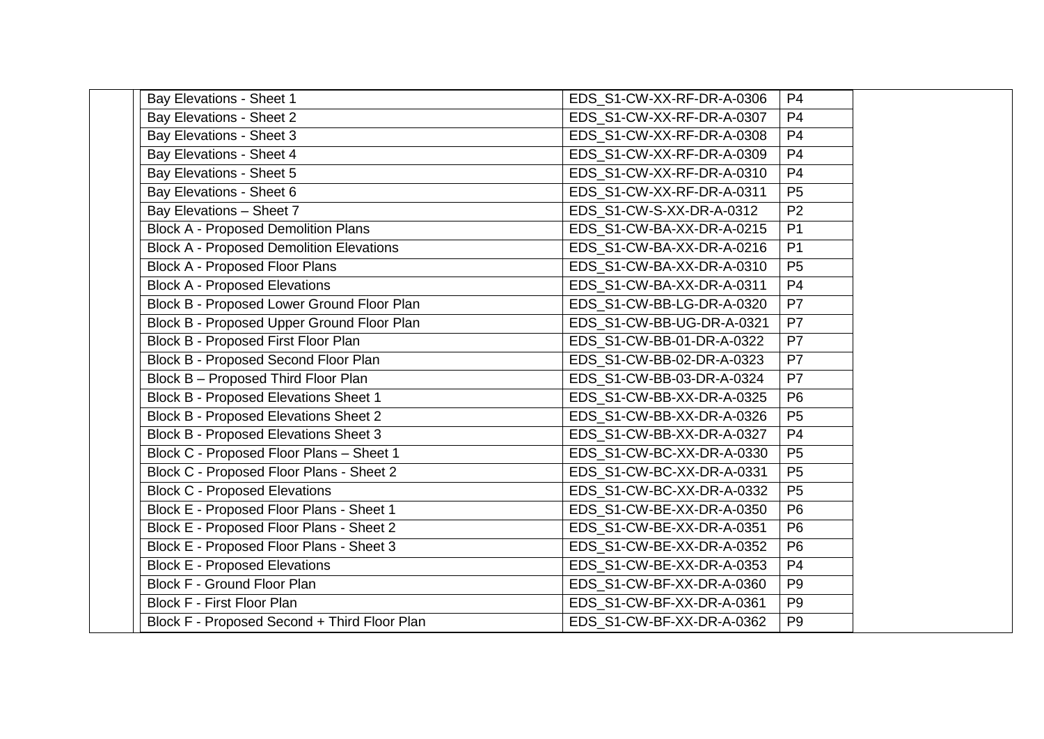| | Bay Elevations - Sheet 1 | EDS_S1-CW-XX-RF-DR-A-0306 | P4 | |
|---|---|---|---|---|
| | Bay Elevations - Sheet 2 | EDS_S1-CW-XX-RF-DR-A-0307 | P4 | |
| | Bay Elevations - Sheet 3 | EDS_S1-CW-XX-RF-DR-A-0308 | P4 | |
| | Bay Elevations - Sheet 4 | EDS_S1-CW-XX-RF-DR-A-0309 | P4 | |
| | Bay Elevations - Sheet 5 | EDS_S1-CW-XX-RF-DR-A-0310 | P4 | |
| | Bay Elevations - Sheet 6 | EDS_S1-CW-XX-RF-DR-A-0311 | P5 | |
| | Bay Elevations – Sheet 7 | EDS_S1-CW-S-XX-DR-A-0312 | P2 | |
| | Block A - Proposed Demolition Plans | EDS_S1-CW-BA-XX-DR-A-0215 | P1 | |
| | Block A - Proposed Demolition Elevations | EDS_S1-CW-BA-XX-DR-A-0216 | P1 | |
| | Block A - Proposed Floor Plans | EDS_S1-CW-BA-XX-DR-A-0310 | P5 | |
| | Block A - Proposed Elevations | EDS_S1-CW-BA-XX-DR-A-0311 | P4 | |
| | Block B - Proposed Lower Ground Floor Plan | EDS_S1-CW-BB-LG-DR-A-0320 | P7 | |
| | Block B - Proposed Upper Ground Floor Plan | EDS_S1-CW-BB-UG-DR-A-0321 | P7 | |
| | Block B - Proposed First Floor Plan | EDS_S1-CW-BB-01-DR-A-0322 | P7 | |
| | Block B - Proposed Second Floor Plan | EDS_S1-CW-BB-02-DR-A-0323 | P7 | |
| | Block B – Proposed Third Floor Plan | EDS_S1-CW-BB-03-DR-A-0324 | P7 | |
| | Block B - Proposed Elevations Sheet 1 | EDS_S1-CW-BB-XX-DR-A-0325 | P6 | |
| | Block B - Proposed Elevations Sheet 2 | EDS_S1-CW-BB-XX-DR-A-0326 | P5 | |
| | Block B - Proposed Elevations Sheet 3 | EDS_S1-CW-BB-XX-DR-A-0327 | P4 | |
| | Block C - Proposed Floor Plans – Sheet 1 | EDS_S1-CW-BC-XX-DR-A-0330 | P5 | |
| | Block C - Proposed Floor Plans - Sheet 2 | EDS_S1-CW-BC-XX-DR-A-0331 | P5 | |
| | Block C - Proposed Elevations | EDS_S1-CW-BC-XX-DR-A-0332 | P5 | |
| | Block E - Proposed Floor Plans - Sheet 1 | EDS_S1-CW-BE-XX-DR-A-0350 | P6 | |
| | Block E - Proposed Floor Plans - Sheet 2 | EDS_S1-CW-BE-XX-DR-A-0351 | P6 | |
| | Block E - Proposed Floor Plans - Sheet 3 | EDS_S1-CW-BE-XX-DR-A-0352 | P6 | |
| | Block E - Proposed Elevations | EDS_S1-CW-BE-XX-DR-A-0353 | P4 | |
| | Block F - Ground Floor Plan | EDS_S1-CW-BF-XX-DR-A-0360 | P9 | |
| | Block F - First Floor Plan | EDS_S1-CW-BF-XX-DR-A-0361 | P9 | |
| | Block F - Proposed Second + Third Floor Plan | EDS_S1-CW-BF-XX-DR-A-0362 | P9 | |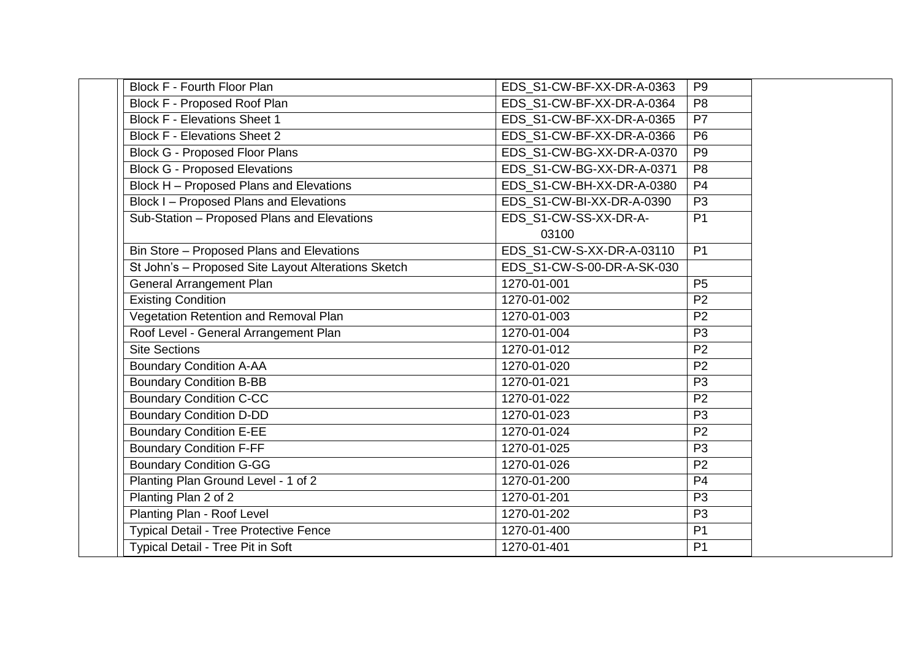| | | | | |
|---|---|---|---|---|
| | Block F - Fourth Floor Plan | EDS_S1-CW-BF-XX-DR-A-0363 | P9 | |
| | Block F - Proposed Roof Plan | EDS_S1-CW-BF-XX-DR-A-0364 | P8 | |
| | Block F - Elevations Sheet 1 | EDS_S1-CW-BF-XX-DR-A-0365 | P7 | |
| | Block F - Elevations Sheet 2 | EDS_S1-CW-BF-XX-DR-A-0366 | P6 | |
| | Block G - Proposed Floor Plans | EDS_S1-CW-BG-XX-DR-A-0370 | P9 | |
| | Block G - Proposed Elevations | EDS_S1-CW-BG-XX-DR-A-0371 | P8 | |
| | Block H – Proposed Plans and Elevations | EDS_S1-CW-BH-XX-DR-A-0380 | P4 | |
| | Block I – Proposed Plans and Elevations | EDS_S1-CW-BI-XX-DR-A-0390 | P3 | |
| | Sub-Station – Proposed Plans and Elevations | EDS_S1-CW-SS-XX-DR-A-03100 | P1 | |
| | Bin Store – Proposed Plans and Elevations | EDS_S1-CW-S-XX-DR-A-03110 | P1 | |
| | St John's – Proposed Site Layout Alterations Sketch | EDS_S1-CW-S-00-DR-A-SK-030 | | |
| | General Arrangement Plan | 1270-01-001 | P5 | |
| | Existing Condition | 1270-01-002 | P2 | |
| | Vegetation Retention and Removal Plan | 1270-01-003 | P2 | |
| | Roof Level - General Arrangement Plan | 1270-01-004 | P3 | |
| | Site Sections | 1270-01-012 | P2 | |
| | Boundary Condition A-AA | 1270-01-020 | P2 | |
| | Boundary Condition B-BB | 1270-01-021 | P3 | |
| | Boundary Condition C-CC | 1270-01-022 | P2 | |
| | Boundary Condition D-DD | 1270-01-023 | P3 | |
| | Boundary Condition E-EE | 1270-01-024 | P2 | |
| | Boundary Condition F-FF | 1270-01-025 | P3 | |
| | Boundary Condition G-GG | 1270-01-026 | P2 | |
| | Planting Plan Ground Level - 1 of 2 | 1270-01-200 | P4 | |
| | Planting Plan 2 of 2 | 1270-01-201 | P3 | |
| | Planting Plan - Roof Level | 1270-01-202 | P3 | |
| | Typical Detail - Tree Protective Fence | 1270-01-400 | P1 | |
| | Typical Detail - Tree Pit in Soft | 1270-01-401 | P1 | |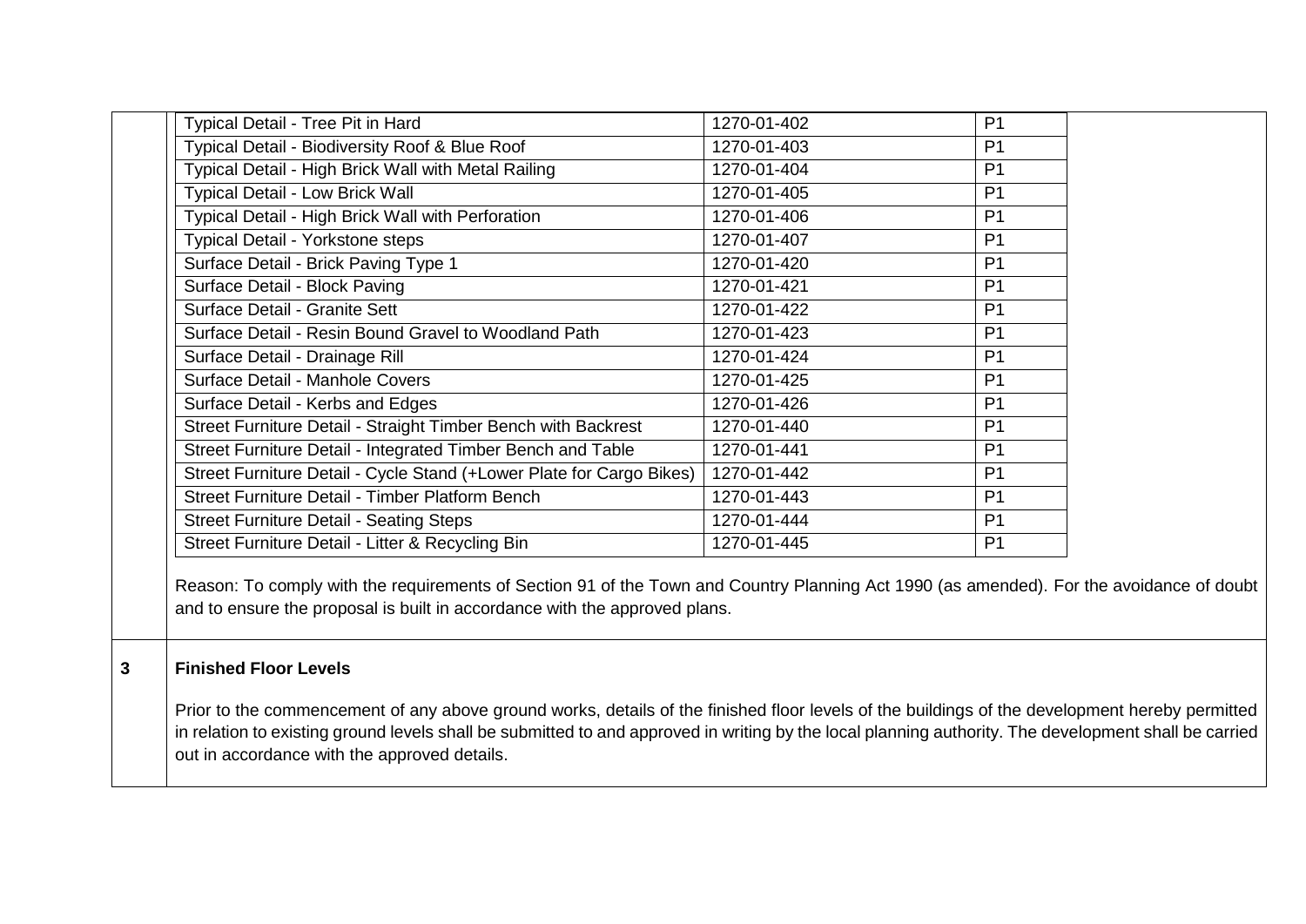| Drawing Title | Drawing No. | Rev |
| --- | --- | --- |
| Typical Detail - Tree Pit in Hard | 1270-01-402 | P1 |
| Typical Detail - Biodiversity Roof & Blue Roof | 1270-01-403 | P1 |
| Typical Detail - High Brick Wall with Metal Railing | 1270-01-404 | P1 |
| Typical Detail - Low Brick Wall | 1270-01-405 | P1 |
| Typical Detail - High Brick Wall with Perforation | 1270-01-406 | P1 |
| Typical Detail - Yorkstone steps | 1270-01-407 | P1 |
| Surface Detail - Brick Paving Type 1 | 1270-01-420 | P1 |
| Surface Detail - Block Paving | 1270-01-421 | P1 |
| Surface Detail - Granite Sett | 1270-01-422 | P1 |
| Surface Detail - Resin Bound Gravel to Woodland Path | 1270-01-423 | P1 |
| Surface Detail - Drainage Rill | 1270-01-424 | P1 |
| Surface Detail - Manhole Covers | 1270-01-425 | P1 |
| Surface Detail - Kerbs and Edges | 1270-01-426 | P1 |
| Street Furniture Detail - Straight Timber Bench with Backrest | 1270-01-440 | P1 |
| Street Furniture Detail - Integrated Timber Bench and Table | 1270-01-441 | P1 |
| Street Furniture Detail - Cycle Stand (+Lower Plate for Cargo Bikes) | 1270-01-442 | P1 |
| Street Furniture Detail - Timber Platform Bench | 1270-01-443 | P1 |
| Street Furniture Detail - Seating Steps | 1270-01-444 | P1 |
| Street Furniture Detail - Litter & Recycling Bin | 1270-01-445 | P1 |

Reason: To comply with the requirements of Section 91 of the Town and Country Planning Act 1990 (as amended). For the avoidance of doubt and to ensure the proposal is built in accordance with the approved plans.

**3 Finished Floor Levels**

Prior to the commencement of any above ground works, details of the finished floor levels of the buildings of the development hereby permitted in relation to existing ground levels shall be submitted to and approved in writing by the local planning authority. The development shall be carried out in accordance with the approved details.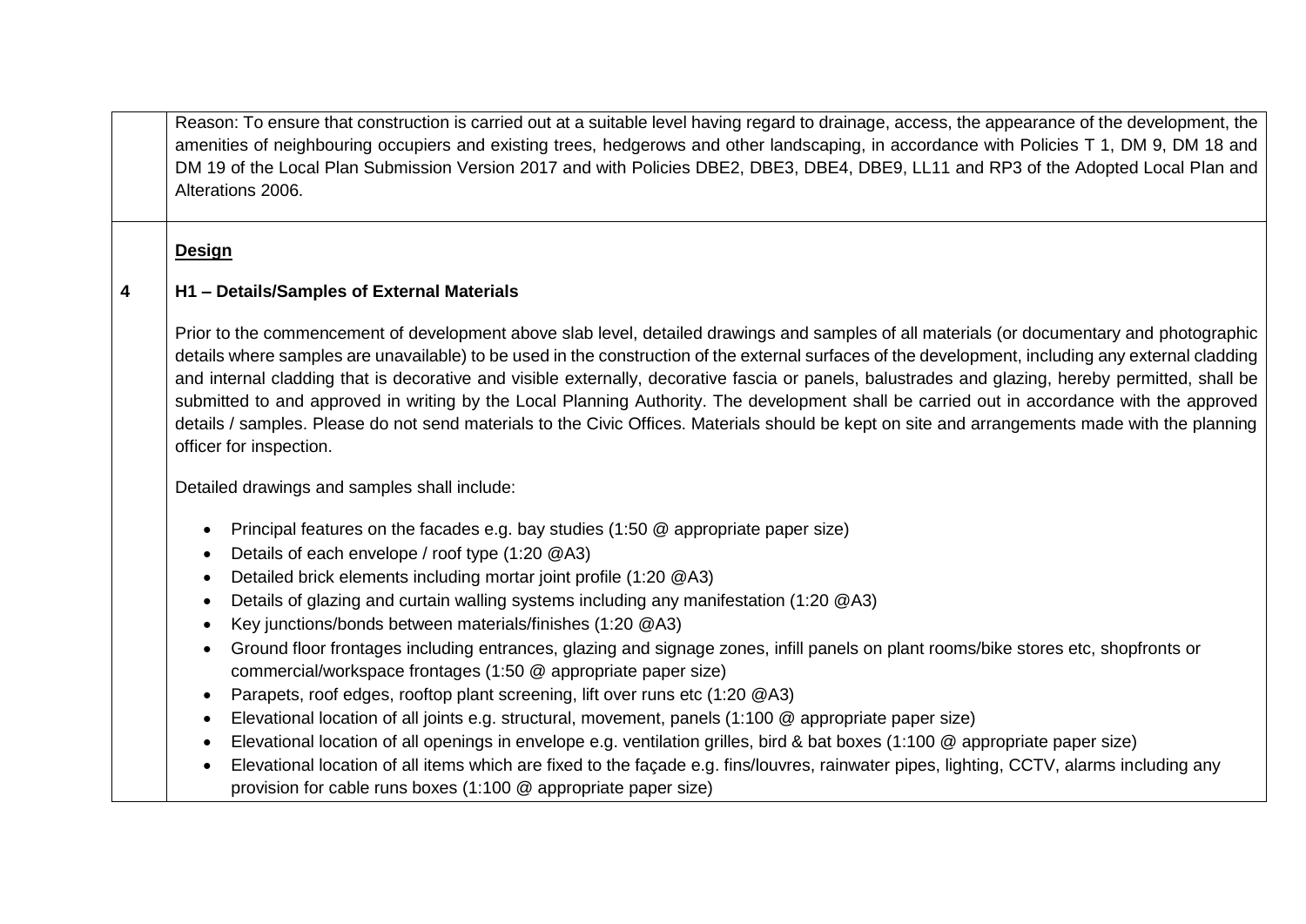| | |
|---|---|
| | Reason: To ensure that construction is carried out at a suitable level having regard to drainage, access, the appearance of the development, the amenities of neighbouring occupiers and existing trees, hedgerows and other landscaping, in accordance with Policies T 1, DM 9, DM 18 and DM 19 of the Local Plan Submission Version 2017 and with Policies DBE2, DBE3, DBE4, DBE9, LL11 and RP3 of the Adopted Local Plan and Alterations 2006. |
| 4 | **Design**<br><br>**H1 – Details/Samples of External Materials**<br><br>Prior to the commencement of development above slab level, detailed drawings and samples of all materials (or documentary and photographic details where samples are unavailable) to be used in the construction of the external surfaces of the development, including any external cladding and internal cladding that is decorative and visible externally, decorative fascia or panels, balustrades and glazing, hereby permitted, shall be submitted to and approved in writing by the Local Planning Authority. The development shall be carried out in accordance with the approved details / samples. Please do not send materials to the Civic Offices. Materials should be kept on site and arrangements made with the planning officer for inspection.<br><br>Detailed drawings and samples shall include:<br><br>• Principal features on the facades e.g. bay studies (1:50 @ appropriate paper size)<br>• Details of each envelope / roof type (1:20 @A3)<br>• Detailed brick elements including mortar joint profile (1:20 @A3)<br>• Details of glazing and curtain walling systems including any manifestation (1:20 @A3)<br>• Key junctions/bonds between materials/finishes (1:20 @A3)<br>• Ground floor frontages including entrances, glazing and signage zones, infill panels on plant rooms/bike stores etc, shopfronts or commercial/workspace frontages (1:50 @ appropriate paper size)<br>• Parapets, roof edges, rooftop plant screening, lift over runs etc (1:20 @A3)<br>• Elevational location of all joints e.g. structural, movement, panels (1:100 @ appropriate paper size)<br>• Elevational location of all openings in envelope e.g. ventilation grilles, bird & bat boxes (1:100 @ appropriate paper size)<br>• Elevational location of all items which are fixed to the façade e.g. fins/louvres, rainwater pipes, lighting, CCTV, alarms including any provision for cable runs boxes (1:100 @ appropriate paper size) |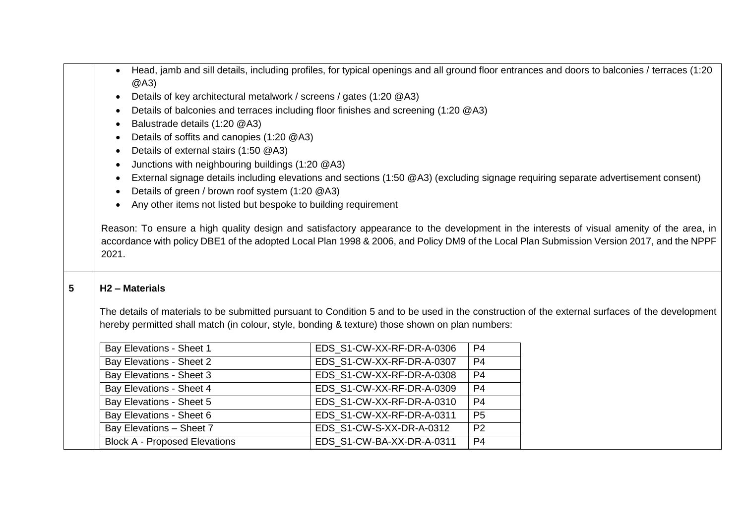- Head, jamb and sill details, including profiles, for typical openings and all ground floor entrances and doors to balconies / terraces (1:20 @A3)
- Details of key architectural metalwork / screens / gates (1:20 @A3)
- Details of balconies and terraces including floor finishes and screening (1:20 @A3)
- Balustrade details (1:20 @A3)
- Details of soffits and canopies (1:20 @A3)
- Details of external stairs (1:50 @A3)
- Junctions with neighbouring buildings (1:20 @A3)
- External signage details including elevations and sections (1:50 @A3) (excluding signage requiring separate advertisement consent)
- Details of green / brown roof system (1:20 @A3)
- Any other items not listed but bespoke to building requirement

Reason: To ensure a high quality design and satisfactory appearance to the development in the interests of visual amenity of the area, in accordance with policy DBE1 of the adopted Local Plan 1998 & 2006, and Policy DM9 of the Local Plan Submission Version 2017, and the NPPF 2021.

**5** **H2 – Materials**

The details of materials to be submitted pursuant to Condition 5 and to be used in the construction of the external surfaces of the development hereby permitted shall match (in colour, style, bonding & texture) those shown on plan numbers:

| Bay Elevations - Sheet 1 | EDS_S1-CW-XX-RF-DR-A-0306 | P4 |
|---|---|---|
| Bay Elevations - Sheet 2 | EDS_S1-CW-XX-RF-DR-A-0307 | P4 |
| Bay Elevations - Sheet 3 | EDS_S1-CW-XX-RF-DR-A-0308 | P4 |
| Bay Elevations - Sheet 4 | EDS_S1-CW-XX-RF-DR-A-0309 | P4 |
| Bay Elevations - Sheet 5 | EDS_S1-CW-XX-RF-DR-A-0310 | P4 |
| Bay Elevations - Sheet 6 | EDS_S1-CW-XX-RF-DR-A-0311 | P5 |
| Bay Elevations – Sheet 7 | EDS_S1-CW-S-XX-DR-A-0312 | P2 |
| Block A - Proposed Elevations | EDS_S1-CW-BA-XX-DR-A-0311 | P4 |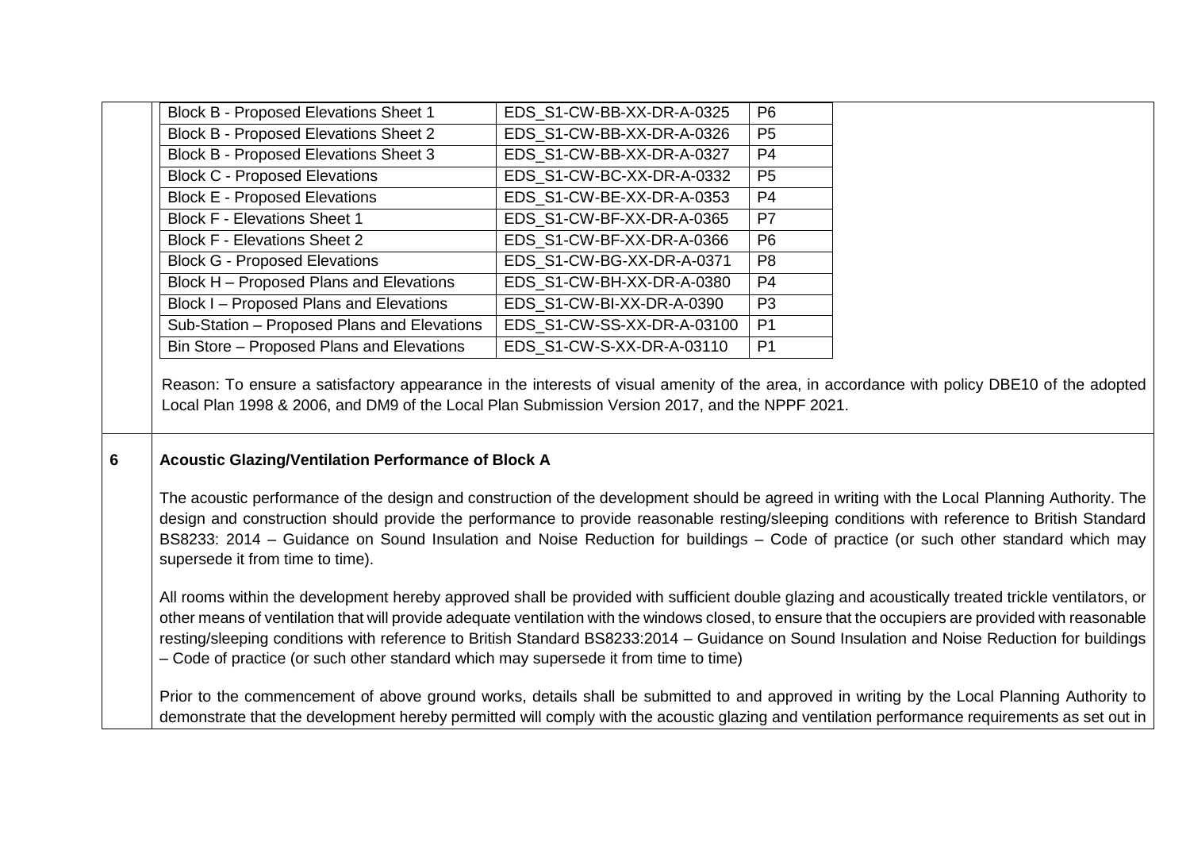| | | |
|---|---|---|
| Block B - Proposed Elevations Sheet 1 | EDS_S1-CW-BB-XX-DR-A-0325 | P6 |
| Block B - Proposed Elevations Sheet 2 | EDS_S1-CW-BB-XX-DR-A-0326 | P5 |
| Block B - Proposed Elevations Sheet 3 | EDS_S1-CW-BB-XX-DR-A-0327 | P4 |
| Block C - Proposed Elevations | EDS_S1-CW-BC-XX-DR-A-0332 | P5 |
| Block E - Proposed Elevations | EDS_S1-CW-BE-XX-DR-A-0353 | P4 |
| Block F - Elevations Sheet 1 | EDS_S1-CW-BF-XX-DR-A-0365 | P7 |
| Block F - Elevations Sheet 2 | EDS_S1-CW-BF-XX-DR-A-0366 | P6 |
| Block G - Proposed Elevations | EDS_S1-CW-BG-XX-DR-A-0371 | P8 |
| Block H – Proposed Plans and Elevations | EDS_S1-CW-BH-XX-DR-A-0380 | P4 |
| Block I – Proposed Plans and Elevations | EDS_S1-CW-BI-XX-DR-A-0390 | P3 |
| Sub-Station – Proposed Plans and Elevations | EDS_S1-CW-SS-XX-DR-A-03100 | P1 |
| Bin Store – Proposed Plans and Elevations | EDS_S1-CW-S-XX-DR-A-03110 | P1 |

Reason: To ensure a satisfactory appearance in the interests of visual amenity of the area, in accordance with policy DBE10 of the adopted Local Plan 1998 & 2006, and DM9 of the Local Plan Submission Version 2017, and the NPPF 2021.

**6** **Acoustic Glazing/Ventilation Performance of Block A**

The acoustic performance of the design and construction of the development should be agreed in writing with the Local Planning Authority. The design and construction should provide the performance to provide reasonable resting/sleeping conditions with reference to British Standard BS8233: 2014 – Guidance on Sound Insulation and Noise Reduction for buildings – Code of practice (or such other standard which may supersede it from time to time).

All rooms within the development hereby approved shall be provided with sufficient double glazing and acoustically treated trickle ventilators, or other means of ventilation that will provide adequate ventilation with the windows closed, to ensure that the occupiers are provided with reasonable resting/sleeping conditions with reference to British Standard BS8233:2014 – Guidance on Sound Insulation and Noise Reduction for buildings – Code of practice (or such other standard which may supersede it from time to time)

Prior to the commencement of above ground works, details shall be submitted to and approved in writing by the Local Planning Authority to demonstrate that the development hereby permitted will comply with the acoustic glazing and ventilation performance requirements as set out in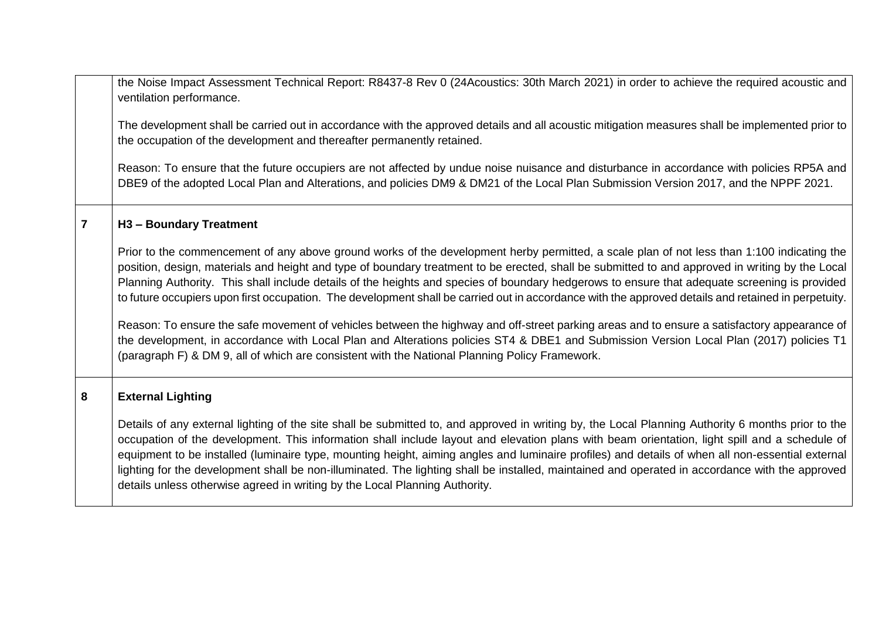| | |
|---|---|
| | the Noise Impact Assessment Technical Report: R8437-8 Rev 0 (24Acoustics: 30th March 2021) in order to achieve the required acoustic and ventilation performance.<br><br>The development shall be carried out in accordance with the approved details and all acoustic mitigation measures shall be implemented prior to the occupation of the development and thereafter permanently retained.<br><br>Reason: To ensure that the future occupiers are not affected by undue noise nuisance and disturbance in accordance with policies RP5A and DBE9 of the adopted Local Plan and Alterations, and policies DM9 & DM21 of the Local Plan Submission Version 2017, and the NPPF 2021. |
| **7** | **H3 – Boundary Treatment**<br><br>Prior to the commencement of any above ground works of the development herby permitted, a scale plan of not less than 1:100 indicating the position, design, materials and height and type of boundary treatment to be erected, shall be submitted to and approved in writing by the Local Planning Authority. This shall include details of the heights and species of boundary hedgerows to ensure that adequate screening is provided to future occupiers upon first occupation. The development shall be carried out in accordance with the approved details and retained in perpetuity.<br><br>Reason: To ensure the safe movement of vehicles between the highway and off-street parking areas and to ensure a satisfactory appearance of the development, in accordance with Local Plan and Alterations policies ST4 & DBE1 and Submission Version Local Plan (2017) policies T1 (paragraph F) & DM 9, all of which are consistent with the National Planning Policy Framework. |
| **8** | **External Lighting**<br><br>Details of any external lighting of the site shall be submitted to, and approved in writing by, the Local Planning Authority 6 months prior to the occupation of the development. This information shall include layout and elevation plans with beam orientation, light spill and a schedule of equipment to be installed (luminaire type, mounting height, aiming angles and luminaire profiles) and details of when all non-essential external lighting for the development shall be non-illuminated. The lighting shall be installed, maintained and operated in accordance with the approved details unless otherwise agreed in writing by the Local Planning Authority. |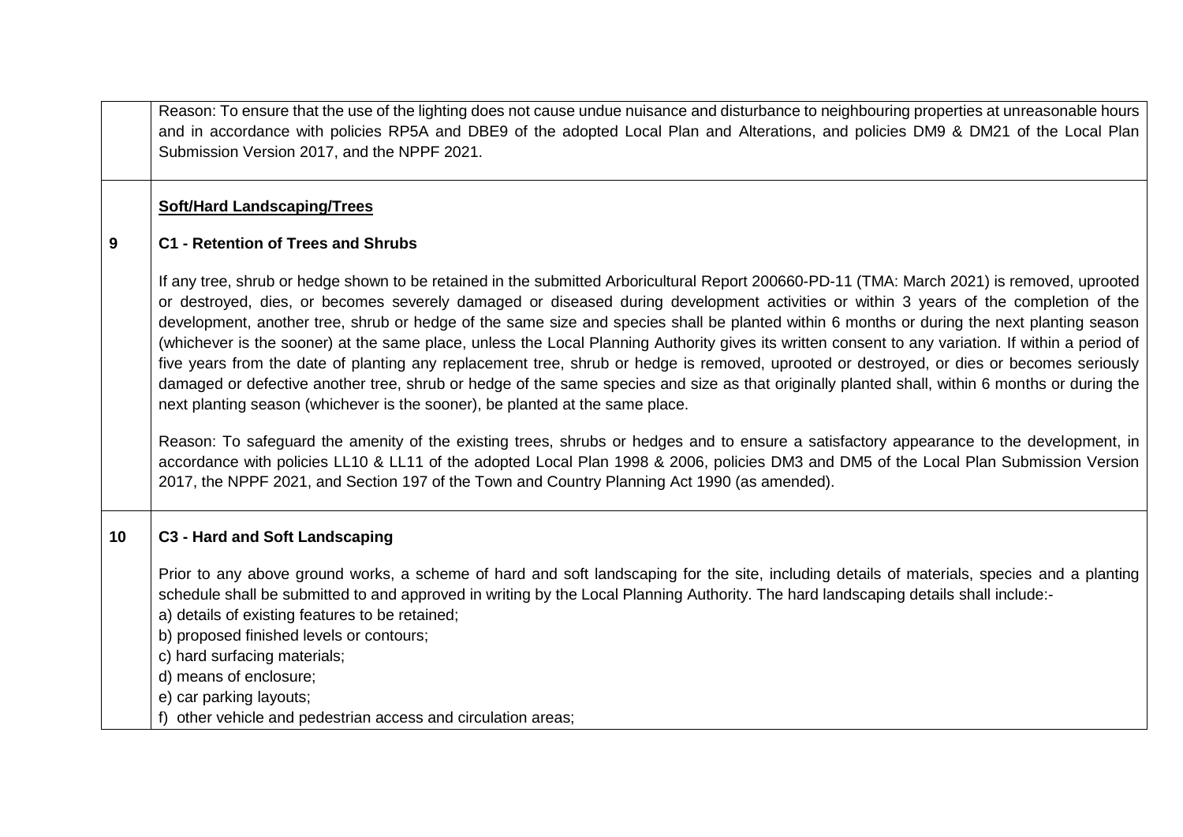| | |
|---|---|
| | Reason: To ensure that the use of the lighting does not cause undue nuisance and disturbance to neighbouring properties at unreasonable hours and in accordance with policies RP5A and DBE9 of the adopted Local Plan and Alterations, and policies DM9 & DM21 of the Local Plan Submission Version 2017, and the NPPF 2021. |
| 9 | **<u>Soft/Hard Landscaping/Trees</u>**<br><br>**C1 - Retention of Trees and Shrubs**<br><br>If any tree, shrub or hedge shown to be retained in the submitted Arboricultural Report 200660-PD-11 (TMA: March 2021) is removed, uprooted or destroyed, dies, or becomes severely damaged or diseased during development activities or within 3 years of the completion of the development, another tree, shrub or hedge of the same size and species shall be planted within 6 months or during the next planting season (whichever is the sooner) at the same place, unless the Local Planning Authority gives its written consent to any variation. If within a period of five years from the date of planting any replacement tree, shrub or hedge is removed, uprooted or destroyed, or dies or becomes seriously damaged or defective another tree, shrub or hedge of the same species and size as that originally planted shall, within 6 months or during the next planting season (whichever is the sooner), be planted at the same place.<br><br>Reason: To safeguard the amenity of the existing trees, shrubs or hedges and to ensure a satisfactory appearance to the development, in accordance with policies LL10 & LL11 of the adopted Local Plan 1998 & 2006, policies DM3 and DM5 of the Local Plan Submission Version 2017, the NPPF 2021, and Section 197 of the Town and Country Planning Act 1990 (as amended). |
| 10 | **C3 - Hard and Soft Landscaping**<br><br>Prior to any above ground works, a scheme of hard and soft landscaping for the site, including details of materials, species and a planting schedule shall be submitted to and approved in writing by the Local Planning Authority. The hard landscaping details shall include:-<br>a) details of existing features to be retained;<br>b) proposed finished levels or contours;<br>c) hard surfacing materials;<br>d) means of enclosure;<br>e) car parking layouts;<br>f) other vehicle and pedestrian access and circulation areas; |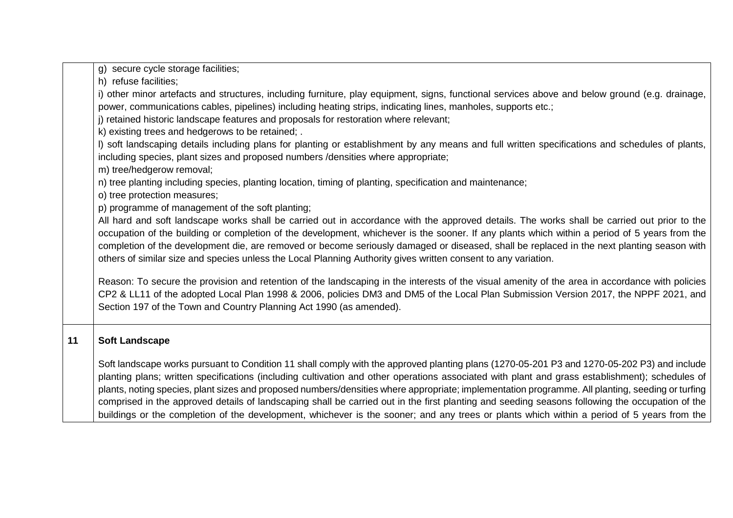| | |
|---|---|
| | g) secure cycle storage facilities;<br>h) refuse facilities;<br>i) other minor artefacts and structures, including furniture, play equipment, signs, functional services above and below ground (e.g. drainage, power, communications cables, pipelines) including heating strips, indicating lines, manholes, supports etc.;<br>j) retained historic landscape features and proposals for restoration where relevant;<br>k) existing trees and hedgerows to be retained; .<br>l) soft landscaping details including plans for planting or establishment by any means and full written specifications and schedules of plants, including species, plant sizes and proposed numbers /densities where appropriate;<br>m) tree/hedgerow removal;<br>n) tree planting including species, planting location, timing of planting, specification and maintenance;<br>o) tree protection measures;<br>p) programme of management of the soft planting;<br>All hard and soft landscape works shall be carried out in accordance with the approved details. The works shall be carried out prior to the occupation of the building or completion of the development, whichever is the sooner. If any plants which within a period of 5 years from the completion of the development die, are removed or become seriously damaged or diseased, shall be replaced in the next planting season with others of similar size and species unless the Local Planning Authority gives written consent to any variation.<br><br>Reason: To secure the provision and retention of the landscaping in the interests of the visual amenity of the area in accordance with policies CP2 & LL11 of the adopted Local Plan 1998 & 2006, policies DM3 and DM5 of the Local Plan Submission Version 2017, the NPPF 2021, and Section 197 of the Town and Country Planning Act 1990 (as amended). |
| **11** | **Soft Landscape**<br><br>Soft landscape works pursuant to Condition 11 shall comply with the approved planting plans (1270-05-201 P3 and 1270-05-202 P3) and include planting plans; written specifications (including cultivation and other operations associated with plant and grass establishment); schedules of plants, noting species, plant sizes and proposed numbers/densities where appropriate; implementation programme. All planting, seeding or turfing comprised in the approved details of landscaping shall be carried out in the first planting and seeding seasons following the occupation of the buildings or the completion of the development, whichever is the sooner; and any trees or plants which within a period of 5 years from the |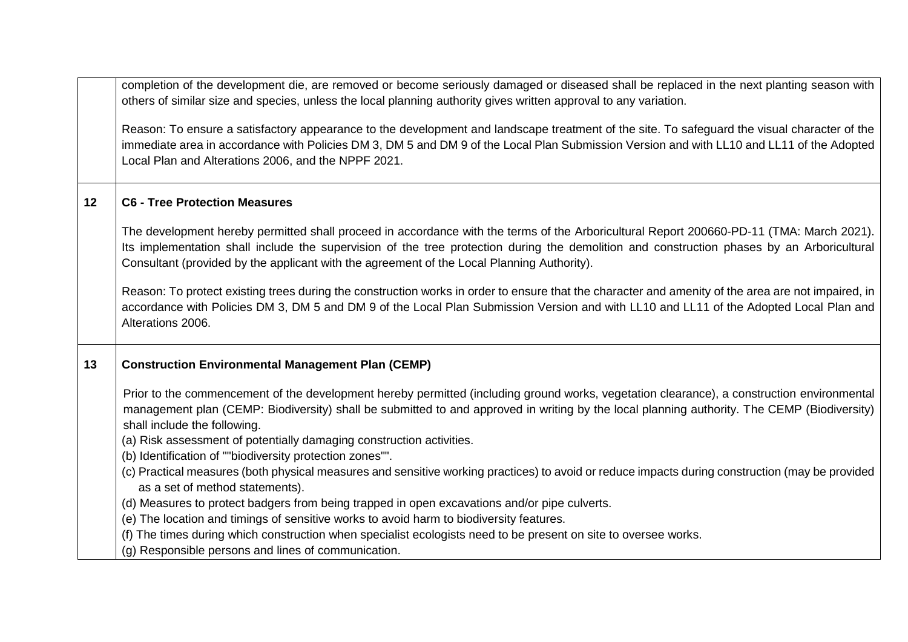| | |
|---|---|
| | completion of the development die, are removed or become seriously damaged or diseased shall be replaced in the next planting season with others of similar size and species, unless the local planning authority gives written approval to any variation.<br><br>Reason: To ensure a satisfactory appearance to the development and landscape treatment of the site. To safeguard the visual character of the immediate area in accordance with Policies DM 3, DM 5 and DM 9 of the Local Plan Submission Version and with LL10 and LL11 of the Adopted Local Plan and Alterations 2006, and the NPPF 2021. |
| **12** | **C6 - Tree Protection Measures**<br><br>The development hereby permitted shall proceed in accordance with the terms of the Arboricultural Report 200660-PD-11 (TMA: March 2021). Its implementation shall include the supervision of the tree protection during the demolition and construction phases by an Arboricultural Consultant (provided by the applicant with the agreement of the Local Planning Authority).<br><br>Reason: To protect existing trees during the construction works in order to ensure that the character and amenity of the area are not impaired, in accordance with Policies DM 3, DM 5 and DM 9 of the Local Plan Submission Version and with LL10 and LL11 of the Adopted Local Plan and Alterations 2006. |
| **13** | **Construction Environmental Management Plan (CEMP)**<br><br>Prior to the commencement of the development hereby permitted (including ground works, vegetation clearance), a construction environmental management plan (CEMP: Biodiversity) shall be submitted to and approved in writing by the local planning authority. The CEMP (Biodiversity) shall include the following.<br>(a) Risk assessment of potentially damaging construction activities.<br>(b) Identification of ""biodiversity protection zones"".<br>(c) Practical measures (both physical measures and sensitive working practices) to avoid or reduce impacts during construction (may be provided as a set of method statements).<br>(d) Measures to protect badgers from being trapped in open excavations and/or pipe culverts.<br>(e) The location and timings of sensitive works to avoid harm to biodiversity features.<br>(f) The times during which construction when specialist ecologists need to be present on site to oversee works.<br>(g) Responsible persons and lines of communication. |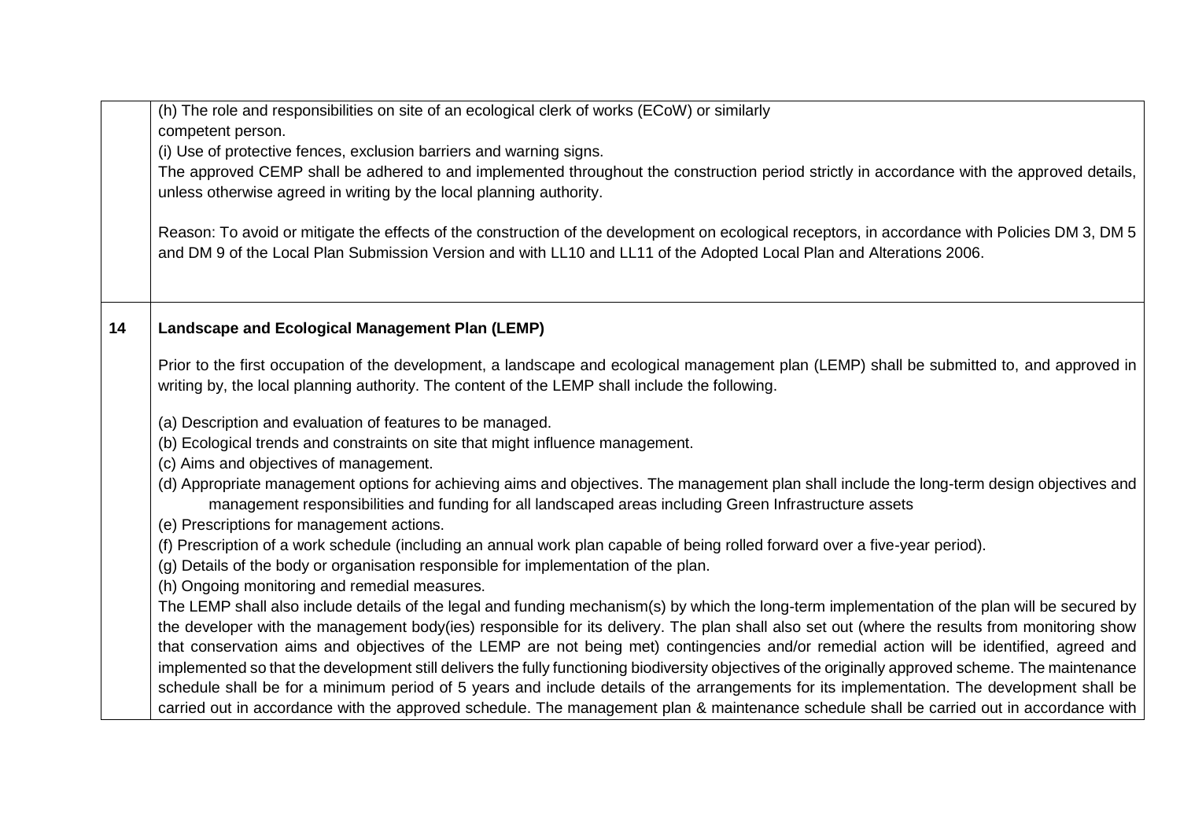| | |
|---|---|
| | (h) The role and responsibilities on site of an ecological clerk of works (ECoW) or similarly competent person.<br>(i) Use of protective fences, exclusion barriers and warning signs.<br>The approved CEMP shall be adhered to and implemented throughout the construction period strictly in accordance with the approved details, unless otherwise agreed in writing by the local planning authority.<br><br>Reason: To avoid or mitigate the effects of the construction of the development on ecological receptors, in accordance with Policies DM 3, DM 5 and DM 9 of the Local Plan Submission Version and with LL10 and LL11 of the Adopted Local Plan and Alterations 2006. |
| **14** | **Landscape and Ecological Management Plan (LEMP)**<br><br>Prior to the first occupation of the development, a landscape and ecological management plan (LEMP) shall be submitted to, and approved in writing by, the local planning authority. The content of the LEMP shall include the following.<br><br>(a) Description and evaluation of features to be managed.<br>(b) Ecological trends and constraints on site that might influence management.<br>(c) Aims and objectives of management.<br>(d) Appropriate management options for achieving aims and objectives. The management plan shall include the long-term design objectives and management responsibilities and funding for all landscaped areas including Green Infrastructure assets<br>(e) Prescriptions for management actions.<br>(f) Prescription of a work schedule (including an annual work plan capable of being rolled forward over a five-year period).<br>(g) Details of the body or organisation responsible for implementation of the plan.<br>(h) Ongoing monitoring and remedial measures.<br>The LEMP shall also include details of the legal and funding mechanism(s) by which the long-term implementation of the plan will be secured by the developer with the management body(ies) responsible for its delivery. The plan shall also set out (where the results from monitoring show that conservation aims and objectives of the LEMP are not being met) contingencies and/or remedial action will be identified, agreed and implemented so that the development still delivers the fully functioning biodiversity objectives of the originally approved scheme. The maintenance schedule shall be for a minimum period of 5 years and include details of the arrangements for its implementation. The development shall be carried out in accordance with the approved schedule. The management plan & maintenance schedule shall be carried out in accordance with |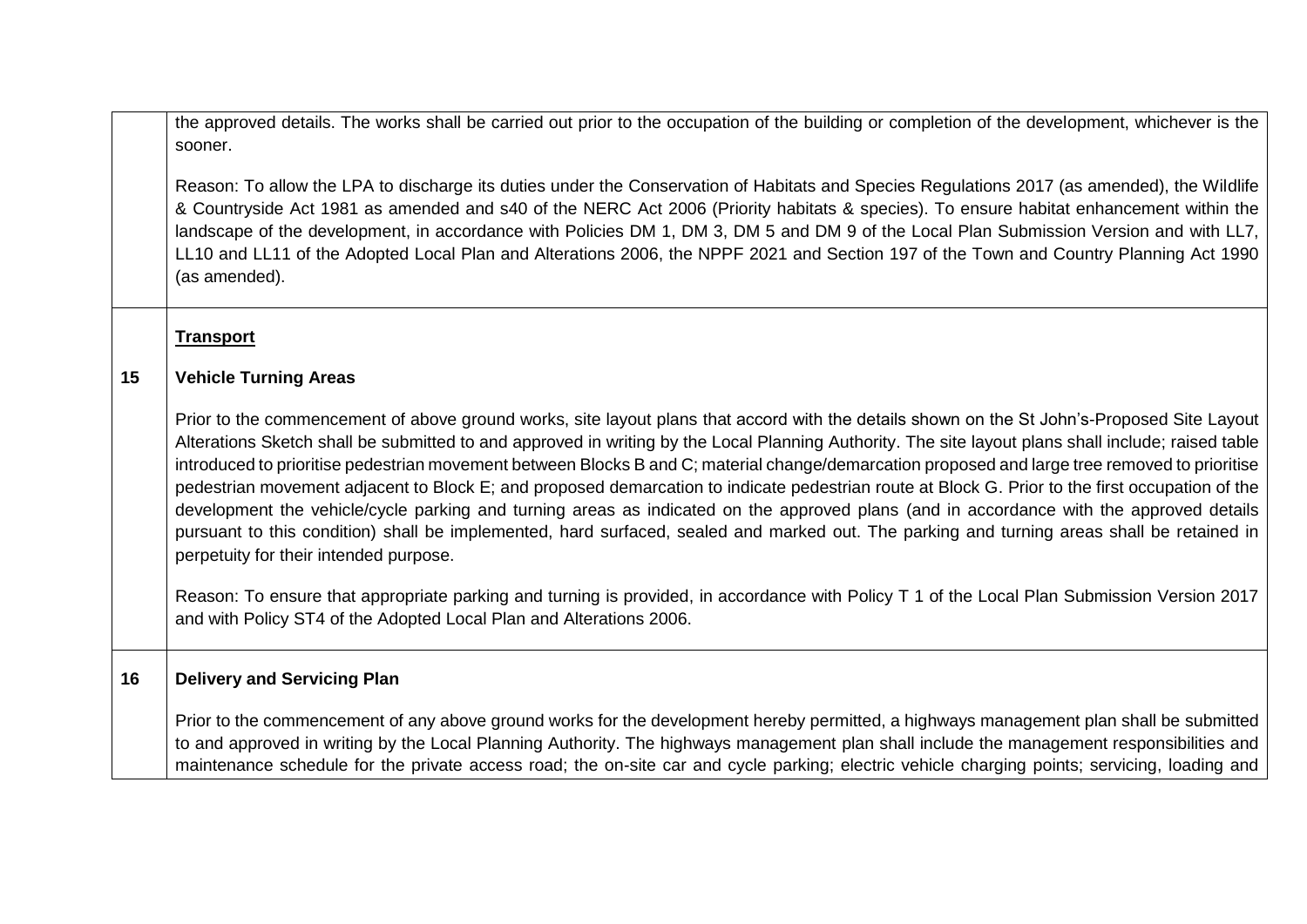|  |  |
|---|---|
|  | the approved details. The works shall be carried out prior to the occupation of the building or completion of the development, whichever is the sooner.<br><br>Reason: To allow the LPA to discharge its duties under the Conservation of Habitats and Species Regulations 2017 (as amended), the Wildlife & Countryside Act 1981 as amended and s40 of the NERC Act 2006 (Priority habitats & species). To ensure habitat enhancement within the landscape of the development, in accordance with Policies DM 1, DM 3, DM 5 and DM 9 of the Local Plan Submission Version and with LL7, LL10 and LL11 of the Adopted Local Plan and Alterations 2006, the NPPF 2021 and Section 197 of the Town and Country Planning Act 1990 (as amended). |
| 15 | **Transport**<br><br>**Vehicle Turning Areas**<br><br>Prior to the commencement of above ground works, site layout plans that accord with the details shown on the St John's-Proposed Site Layout Alterations Sketch shall be submitted to and approved in writing by the Local Planning Authority. The site layout plans shall include; raised table introduced to prioritise pedestrian movement between Blocks B and C; material change/demarcation proposed and large tree removed to prioritise pedestrian movement adjacent to Block E; and proposed demarcation to indicate pedestrian route at Block G. Prior to the first occupation of the development the vehicle/cycle parking and turning areas as indicated on the approved plans (and in accordance with the approved details pursuant to this condition) shall be implemented, hard surfaced, sealed and marked out. The parking and turning areas shall be retained in perpetuity for their intended purpose.<br><br>Reason: To ensure that appropriate parking and turning is provided, in accordance with Policy T 1 of the Local Plan Submission Version 2017 and with Policy ST4 of the Adopted Local Plan and Alterations 2006. |
| 16 | **Delivery and Servicing Plan**<br><br>Prior to the commencement of any above ground works for the development hereby permitted, a highways management plan shall be submitted to and approved in writing by the Local Planning Authority. The highways management plan shall include the management responsibilities and maintenance schedule for the private access road; the on-site car and cycle parking; electric vehicle charging points; servicing, loading and |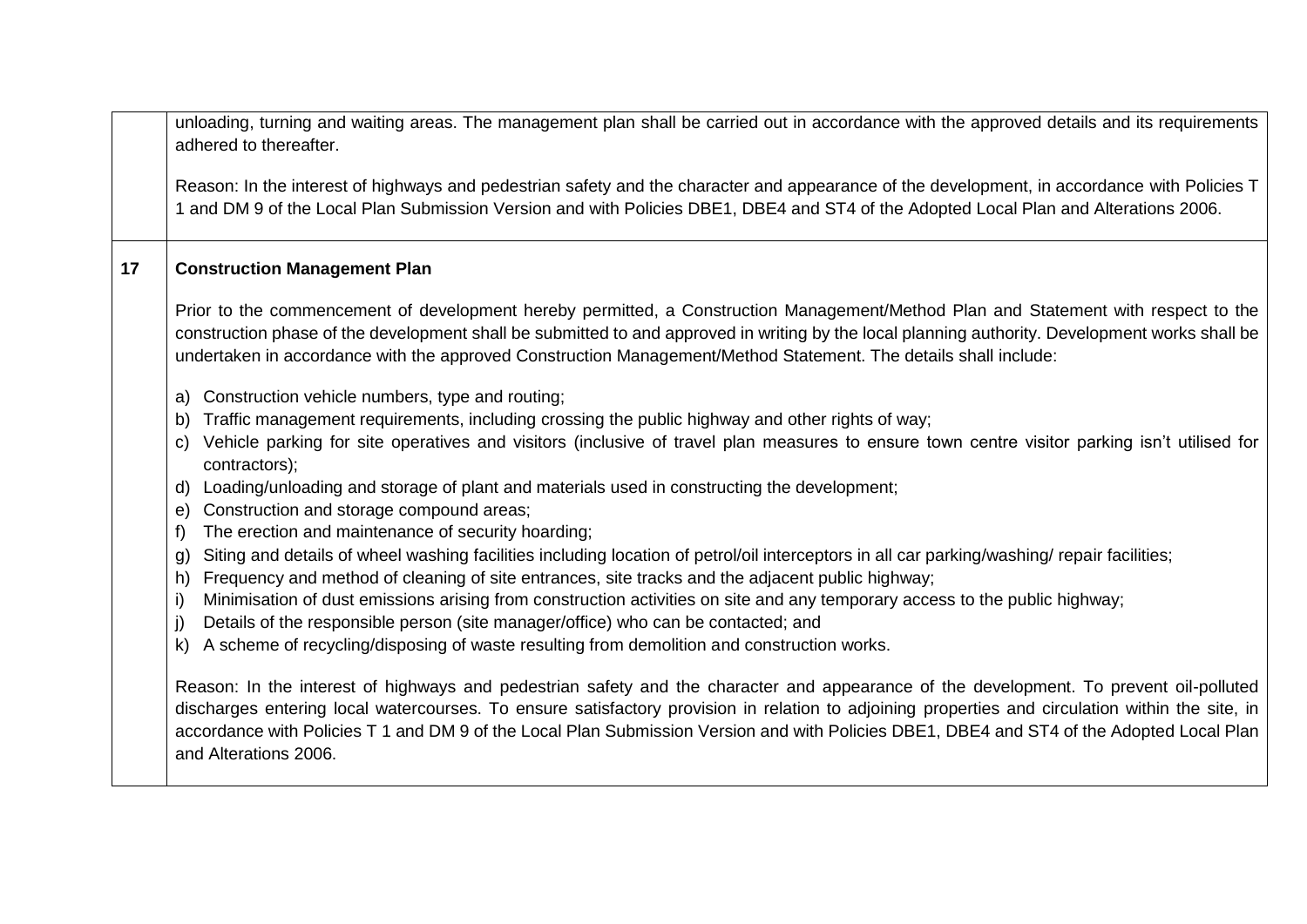| | |
|---|---|
| | unloading, turning and waiting areas. The management plan shall be carried out in accordance with the approved details and its requirements adhered to thereafter.<br><br>Reason: In the interest of highways and pedestrian safety and the character and appearance of the development, in accordance with Policies T 1 and DM 9 of the Local Plan Submission Version and with Policies DBE1, DBE4 and ST4 of the Adopted Local Plan and Alterations 2006. |
| **17** | **Construction Management Plan**<br><br>Prior to the commencement of development hereby permitted, a Construction Management/Method Plan and Statement with respect to the construction phase of the development shall be submitted to and approved in writing by the local planning authority. Development works shall be undertaken in accordance with the approved Construction Management/Method Statement. The details shall include:<br><br>a) Construction vehicle numbers, type and routing;<br>b) Traffic management requirements, including crossing the public highway and other rights of way;<br>c) Vehicle parking for site operatives and visitors (inclusive of travel plan measures to ensure town centre visitor parking isn't utilised for contractors);<br>d) Loading/unloading and storage of plant and materials used in constructing the development;<br>e) Construction and storage compound areas;<br>f) The erection and maintenance of security hoarding;<br>g) Siting and details of wheel washing facilities including location of petrol/oil interceptors in all car parking/washing/ repair facilities;<br>h) Frequency and method of cleaning of site entrances, site tracks and the adjacent public highway;<br>i) Minimisation of dust emissions arising from construction activities on site and any temporary access to the public highway;<br>j) Details of the responsible person (site manager/office) who can be contacted; and<br>k) A scheme of recycling/disposing of waste resulting from demolition and construction works.<br><br>Reason: In the interest of highways and pedestrian safety and the character and appearance of the development. To prevent oil-polluted discharges entering local watercourses. To ensure satisfactory provision in relation to adjoining properties and circulation within the site, in accordance with Policies T 1 and DM 9 of the Local Plan Submission Version and with Policies DBE1, DBE4 and ST4 of the Adopted Local Plan and Alterations 2006. |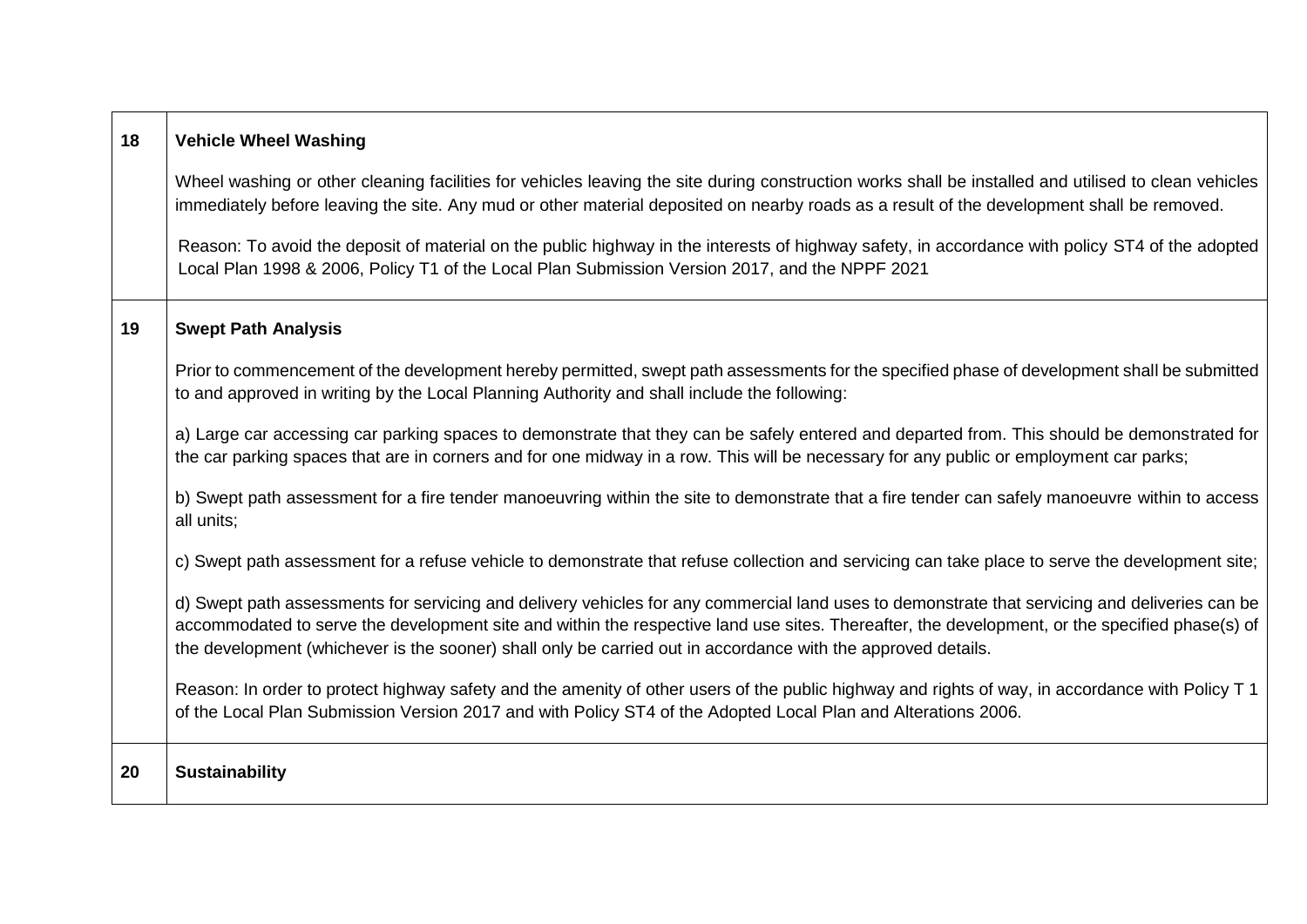| | |
|---|---|
| **18** | **Vehicle Wheel Washing**<br><br>Wheel washing or other cleaning facilities for vehicles leaving the site during construction works shall be installed and utilised to clean vehicles immediately before leaving the site. Any mud or other material deposited on nearby roads as a result of the development shall be removed.<br><br>Reason: To avoid the deposit of material on the public highway in the interests of highway safety, in accordance with policy ST4 of the adopted Local Plan 1998 & 2006, Policy T1 of the Local Plan Submission Version 2017, and the NPPF 2021 |
| **19** | **Swept Path Analysis**<br><br>Prior to commencement of the development hereby permitted, swept path assessments for the specified phase of development shall be submitted to and approved in writing by the Local Planning Authority and shall include the following:<br><br>a) Large car accessing car parking spaces to demonstrate that they can be safely entered and departed from. This should be demonstrated for the car parking spaces that are in corners and for one midway in a row. This will be necessary for any public or employment car parks;<br><br>b) Swept path assessment for a fire tender manoeuvring within the site to demonstrate that a fire tender can safely manoeuvre within to access all units;<br><br>c) Swept path assessment for a refuse vehicle to demonstrate that refuse collection and servicing can take place to serve the development site;<br><br>d) Swept path assessments for servicing and delivery vehicles for any commercial land uses to demonstrate that servicing and deliveries can be accommodated to serve the development site and within the respective land use sites. Thereafter, the development, or the specified phase(s) of the development (whichever is the sooner) shall only be carried out in accordance with the approved details.<br><br>Reason: In order to protect highway safety and the amenity of other users of the public highway and rights of way, in accordance with Policy T 1 of the Local Plan Submission Version 2017 and with Policy ST4 of the Adopted Local Plan and Alterations 2006. |
| **20** | **Sustainability** |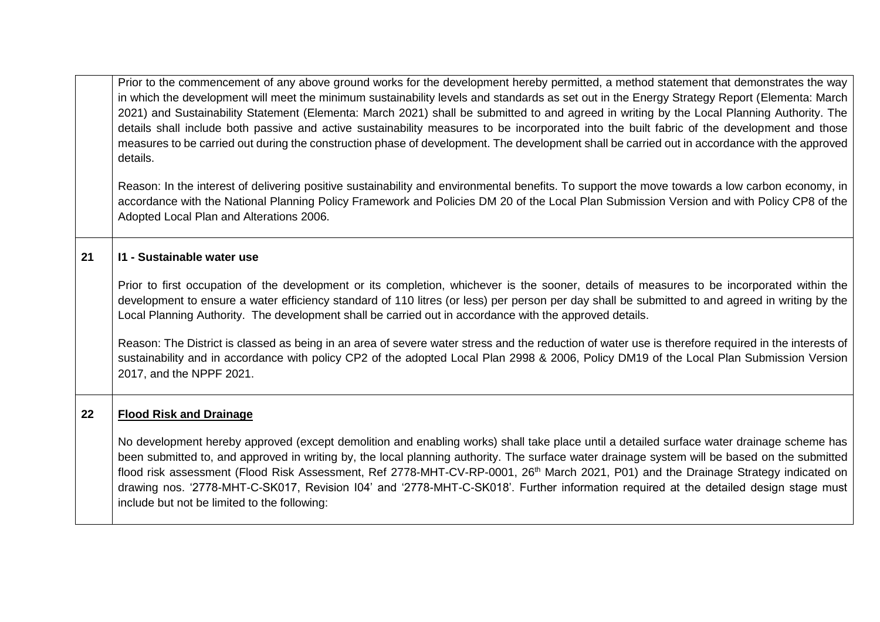| | |
|---|---|
| | Prior to the commencement of any above ground works for the development hereby permitted, a method statement that demonstrates the way in which the development will meet the minimum sustainability levels and standards as set out in the Energy Strategy Report (Elementa: March 2021) and Sustainability Statement (Elementa: March 2021) shall be submitted to and agreed in writing by the Local Planning Authority. The details shall include both passive and active sustainability measures to be incorporated into the built fabric of the development and those measures to be carried out during the construction phase of development. The development shall be carried out in accordance with the approved details.<br><br>Reason: In the interest of delivering positive sustainability and environmental benefits. To support the move towards a low carbon economy, in accordance with the National Planning Policy Framework and Policies DM 20 of the Local Plan Submission Version and with Policy CP8 of the Adopted Local Plan and Alterations 2006. |
| **21** | **I1 - Sustainable water use**<br><br>Prior to first occupation of the development or its completion, whichever is the sooner, details of measures to be incorporated within the development to ensure a water efficiency standard of 110 litres (or less) per person per day shall be submitted to and agreed in writing by the Local Planning Authority. The development shall be carried out in accordance with the approved details.<br><br>Reason: The District is classed as being in an area of severe water stress and the reduction of water use is therefore required in the interests of sustainability and in accordance with policy CP2 of the adopted Local Plan 2998 & 2006, Policy DM19 of the Local Plan Submission Version 2017, and the NPPF 2021. |
| **22** | **Flood Risk and Drainage**<br><br>No development hereby approved (except demolition and enabling works) shall take place until a detailed surface water drainage scheme has been submitted to, and approved in writing by, the local planning authority. The surface water drainage system will be based on the submitted flood risk assessment (Flood Risk Assessment, Ref 2778-MHT-CV-RP-0001, 26th March 2021, P01) and the Drainage Strategy indicated on drawing nos. '2778-MHT-C-SK017, Revision I04' and '2778-MHT-C-SK018'. Further information required at the detailed design stage must include but not be limited to the following: |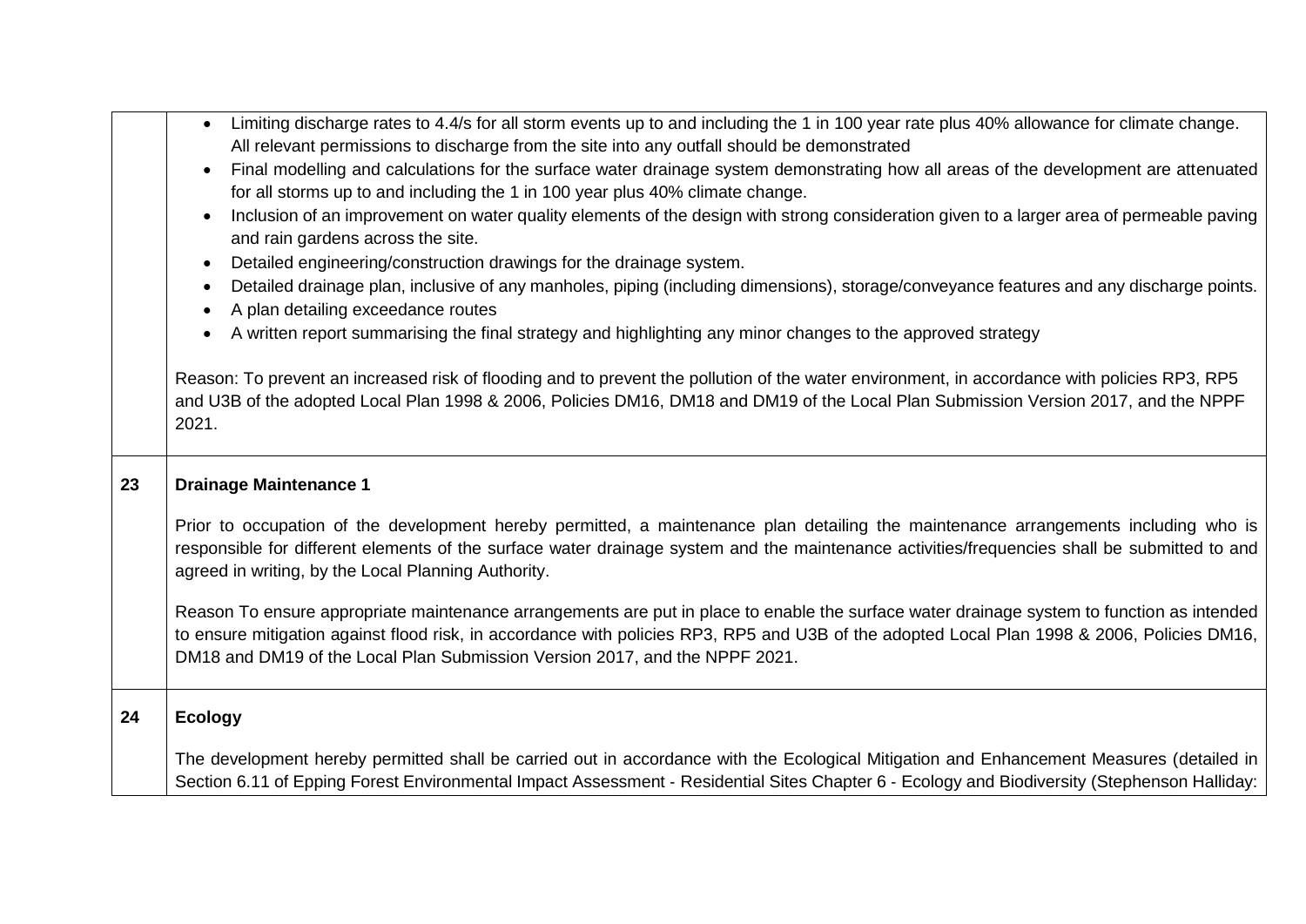| | |
|---|---|
| | • Limiting discharge rates to 4.4/s for all storm events up to and including the 1 in 100 year rate plus 40% allowance for climate change. All relevant permissions to discharge from the site into any outfall should be demonstrated<br>• Final modelling and calculations for the surface water drainage system demonstrating how all areas of the development are attenuated for all storms up to and including the 1 in 100 year plus 40% climate change.<br>• Inclusion of an improvement on water quality elements of the design with strong consideration given to a larger area of permeable paving and rain gardens across the site.<br>• Detailed engineering/construction drawings for the drainage system.<br>• Detailed drainage plan, inclusive of any manholes, piping (including dimensions), storage/conveyance features and any discharge points.<br>• A plan detailing exceedance routes<br>• A written report summarising the final strategy and highlighting any minor changes to the approved strategy<br><br>Reason: To prevent an increased risk of flooding and to prevent the pollution of the water environment, in accordance with policies RP3, RP5 and U3B of the adopted Local Plan 1998 & 2006, Policies DM16, DM18 and DM19 of the Local Plan Submission Version 2017, and the NPPF 2021. |
| **23** | **Drainage Maintenance 1**<br><br>Prior to occupation of the development hereby permitted, a maintenance plan detailing the maintenance arrangements including who is responsible for different elements of the surface water drainage system and the maintenance activities/frequencies shall be submitted to and agreed in writing, by the Local Planning Authority.<br><br>Reason To ensure appropriate maintenance arrangements are put in place to enable the surface water drainage system to function as intended to ensure mitigation against flood risk, in accordance with policies RP3, RP5 and U3B of the adopted Local Plan 1998 & 2006, Policies DM16, DM18 and DM19 of the Local Plan Submission Version 2017, and the NPPF 2021. |
| **24** | **Ecology**<br><br>The development hereby permitted shall be carried out in accordance with the Ecological Mitigation and Enhancement Measures (detailed in Section 6.11 of Epping Forest Environmental Impact Assessment - Residential Sites Chapter 6 - Ecology and Biodiversity (Stephenson Halliday: |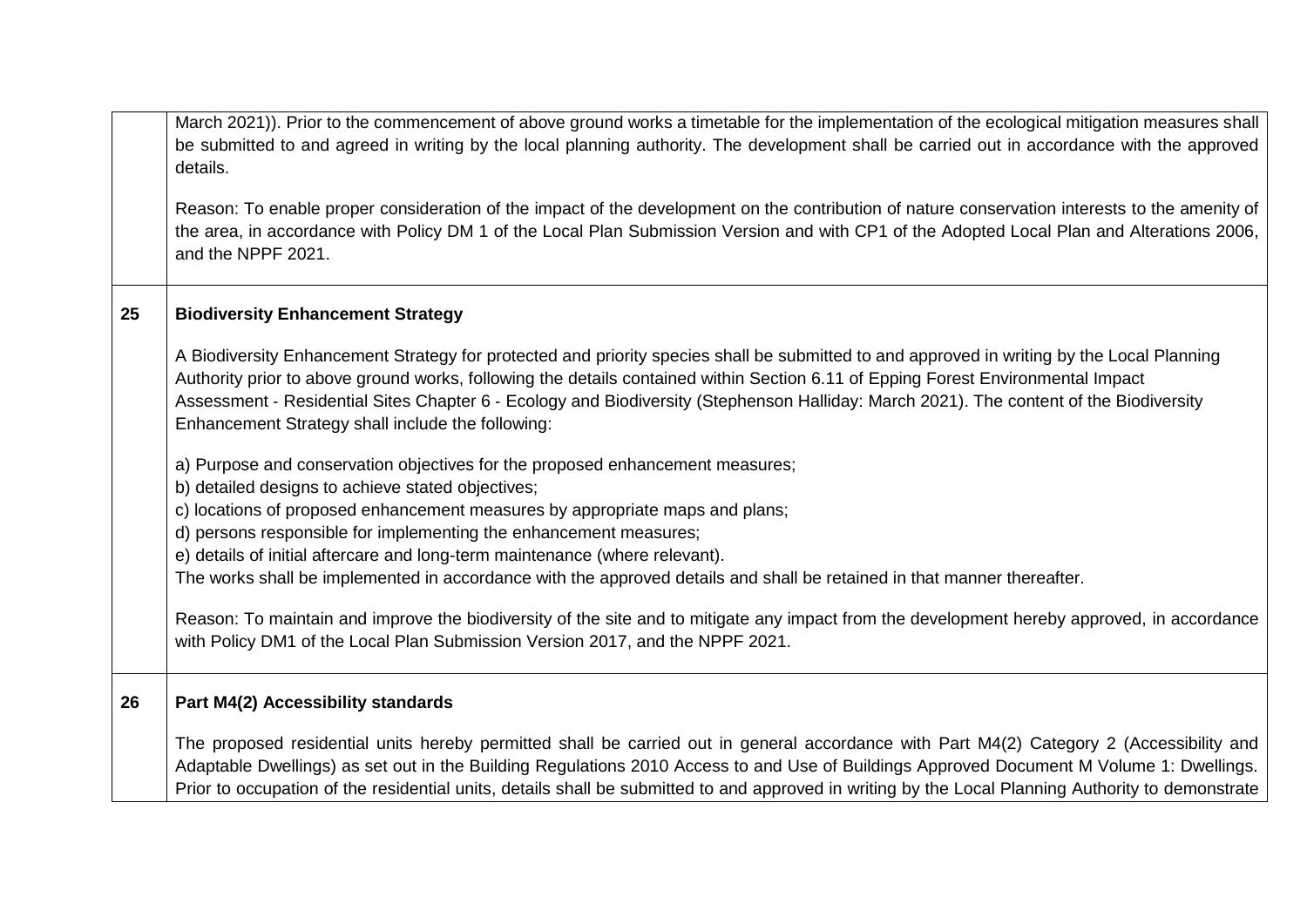| | |
|---|---|
| | March 2021)). Prior to the commencement of above ground works a timetable for the implementation of the ecological mitigation measures shall be submitted to and agreed in writing by the local planning authority. The development shall be carried out in accordance with the approved details.<br><br>Reason: To enable proper consideration of the impact of the development on the contribution of nature conservation interests to the amenity of the area, in accordance with Policy DM 1 of the Local Plan Submission Version and with CP1 of the Adopted Local Plan and Alterations 2006, and the NPPF 2021. |
| **25** | **Biodiversity Enhancement Strategy**<br><br>A Biodiversity Enhancement Strategy for protected and priority species shall be submitted to and approved in writing by the Local Planning Authority prior to above ground works, following the details contained within Section 6.11 of Epping Forest Environmental Impact Assessment - Residential Sites Chapter 6 - Ecology and Biodiversity (Stephenson Halliday: March 2021). The content of the Biodiversity Enhancement Strategy shall include the following:<br><br>a) Purpose and conservation objectives for the proposed enhancement measures;<br>b) detailed designs to achieve stated objectives;<br>c) locations of proposed enhancement measures by appropriate maps and plans;<br>d) persons responsible for implementing the enhancement measures;<br>e) details of initial aftercare and long-term maintenance (where relevant).<br>The works shall be implemented in accordance with the approved details and shall be retained in that manner thereafter.<br><br>Reason: To maintain and improve the biodiversity of the site and to mitigate any impact from the development hereby approved, in accordance with Policy DM1 of the Local Plan Submission Version 2017, and the NPPF 2021. |
| **26** | **Part M4(2) Accessibility standards**<br><br>The proposed residential units hereby permitted shall be carried out in general accordance with Part M4(2) Category 2 (Accessibility and Adaptable Dwellings) as set out in the Building Regulations 2010 Access to and Use of Buildings Approved Document M Volume 1: Dwellings. Prior to occupation of the residential units, details shall be submitted to and approved in writing by the Local Planning Authority to demonstrate |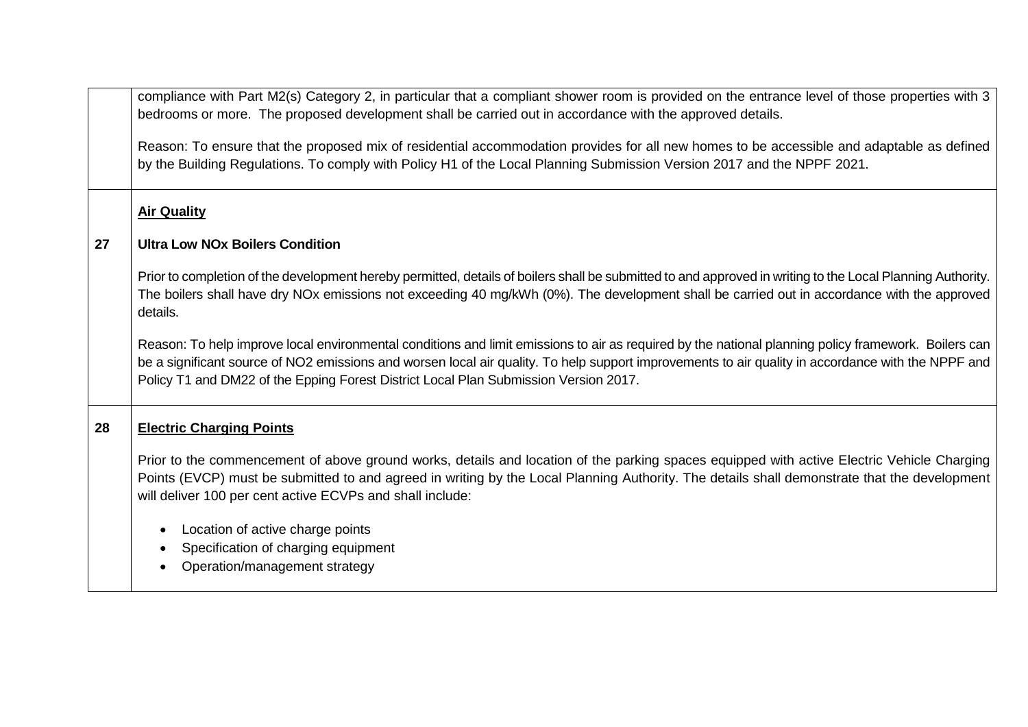| | |
|---|---|
| | compliance with Part M2(s) Category 2, in particular that a compliant shower room is provided on the entrance level of those properties with 3 bedrooms or more. The proposed development shall be carried out in accordance with the approved details.<br><br>Reason: To ensure that the proposed mix of residential accommodation provides for all new homes to be accessible and adaptable as defined by the Building Regulations. To comply with Policy H1 of the Local Planning Submission Version 2017 and the NPPF 2021. |
| 27 | **Air Quality**<br><br>**Ultra Low NOx Boilers Condition**<br><br>Prior to completion of the development hereby permitted, details of boilers shall be submitted to and approved in writing to the Local Planning Authority. The boilers shall have dry NOx emissions not exceeding 40 mg/kWh (0%). The development shall be carried out in accordance with the approved details.<br><br>Reason: To help improve local environmental conditions and limit emissions to air as required by the national planning policy framework. Boilers can be a significant source of $NO_2$ emissions and worsen local air quality. To help support improvements to air quality in accordance with the NPPF and Policy T1 and DM22 of the Epping Forest District Local Plan Submission Version 2017. |
| 28 | **Electric Charging Points**<br><br>Prior to the commencement of above ground works, details and location of the parking spaces equipped with active Electric Vehicle Charging Points (EVCP) must be submitted to and agreed in writing by the Local Planning Authority. The details shall demonstrate that the development will deliver 100 per cent active ECVPs and shall include:<br><br>• Location of active charge points<br>• Specification of charging equipment<br>• Operation/management strategy |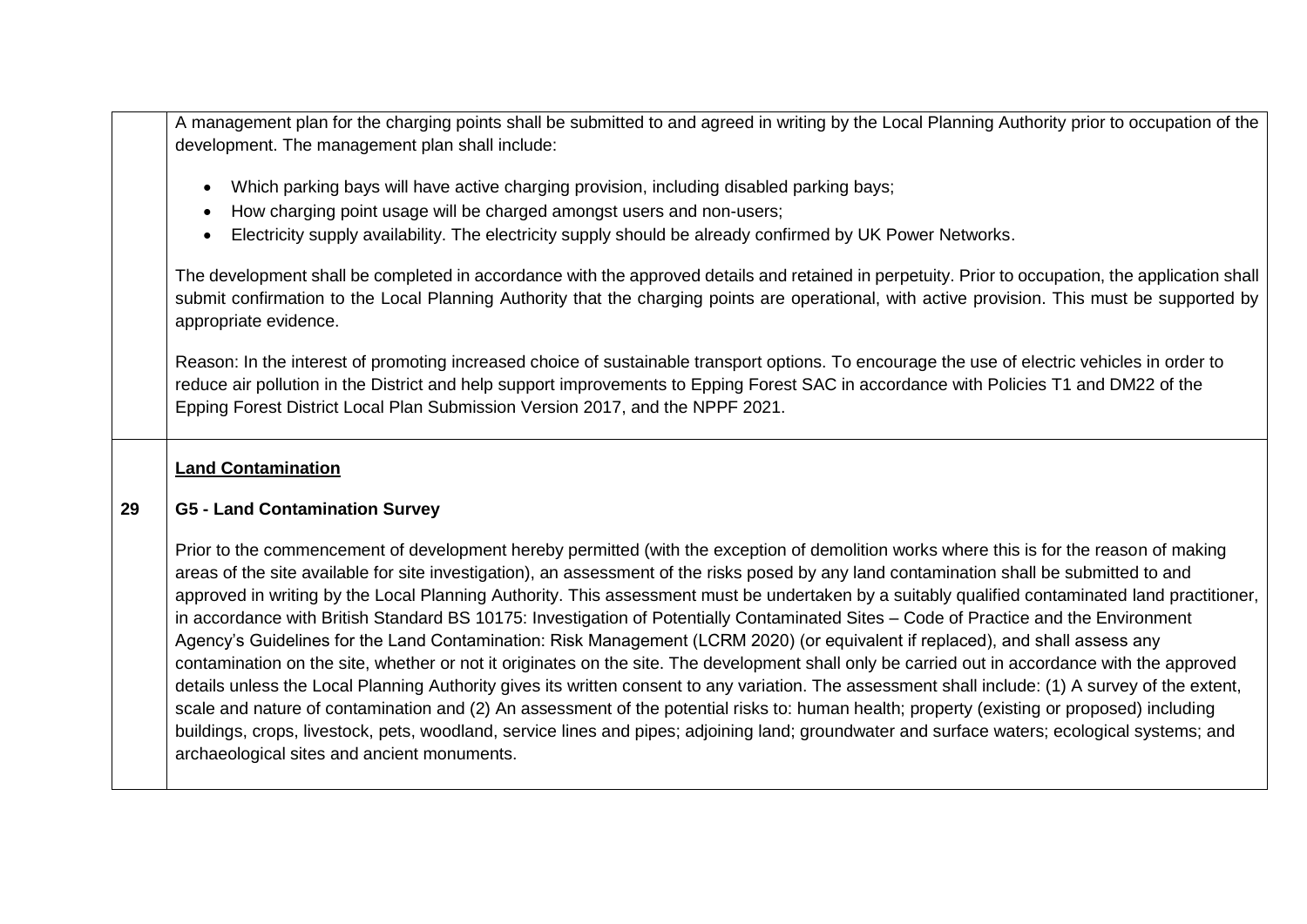| | |
|---|---|
| | A management plan for the charging points shall be submitted to and agreed in writing by the Local Planning Authority prior to occupation of the development. The management plan shall include:<br><br>• Which parking bays will have active charging provision, including disabled parking bays;<br>• How charging point usage will be charged amongst users and non-users;<br>• Electricity supply availability. The electricity supply should be already confirmed by UK Power Networks.<br><br>The development shall be completed in accordance with the approved details and retained in perpetuity. Prior to occupation, the application shall submit confirmation to the Local Planning Authority that the charging points are operational, with active provision. This must be supported by appropriate evidence.<br><br>Reason: In the interest of promoting increased choice of sustainable transport options. To encourage the use of electric vehicles in order to reduce air pollution in the District and help support improvements to Epping Forest SAC in accordance with Policies T1 and DM22 of the Epping Forest District Local Plan Submission Version 2017, and the NPPF 2021. |
| 29 | **<u>Land Contamination</u>**<br><br>**G5 - Land Contamination Survey**<br><br>Prior to the commencement of development hereby permitted (with the exception of demolition works where this is for the reason of making areas of the site available for site investigation), an assessment of the risks posed by any land contamination shall be submitted to and approved in writing by the Local Planning Authority. This assessment must be undertaken by a suitably qualified contaminated land practitioner, in accordance with British Standard BS 10175: Investigation of Potentially Contaminated Sites – Code of Practice and the Environment Agency's Guidelines for the Land Contamination: Risk Management (LCRM 2020) (or equivalent if replaced), and shall assess any contamination on the site, whether or not it originates on the site. The development shall only be carried out in accordance with the approved details unless the Local Planning Authority gives its written consent to any variation. The assessment shall include: (1) A survey of the extent, scale and nature of contamination and (2) An assessment of the potential risks to: human health; property (existing or proposed) including buildings, crops, livestock, pets, woodland, service lines and pipes; adjoining land; groundwater and surface waters; ecological systems; and archaeological sites and ancient monuments. |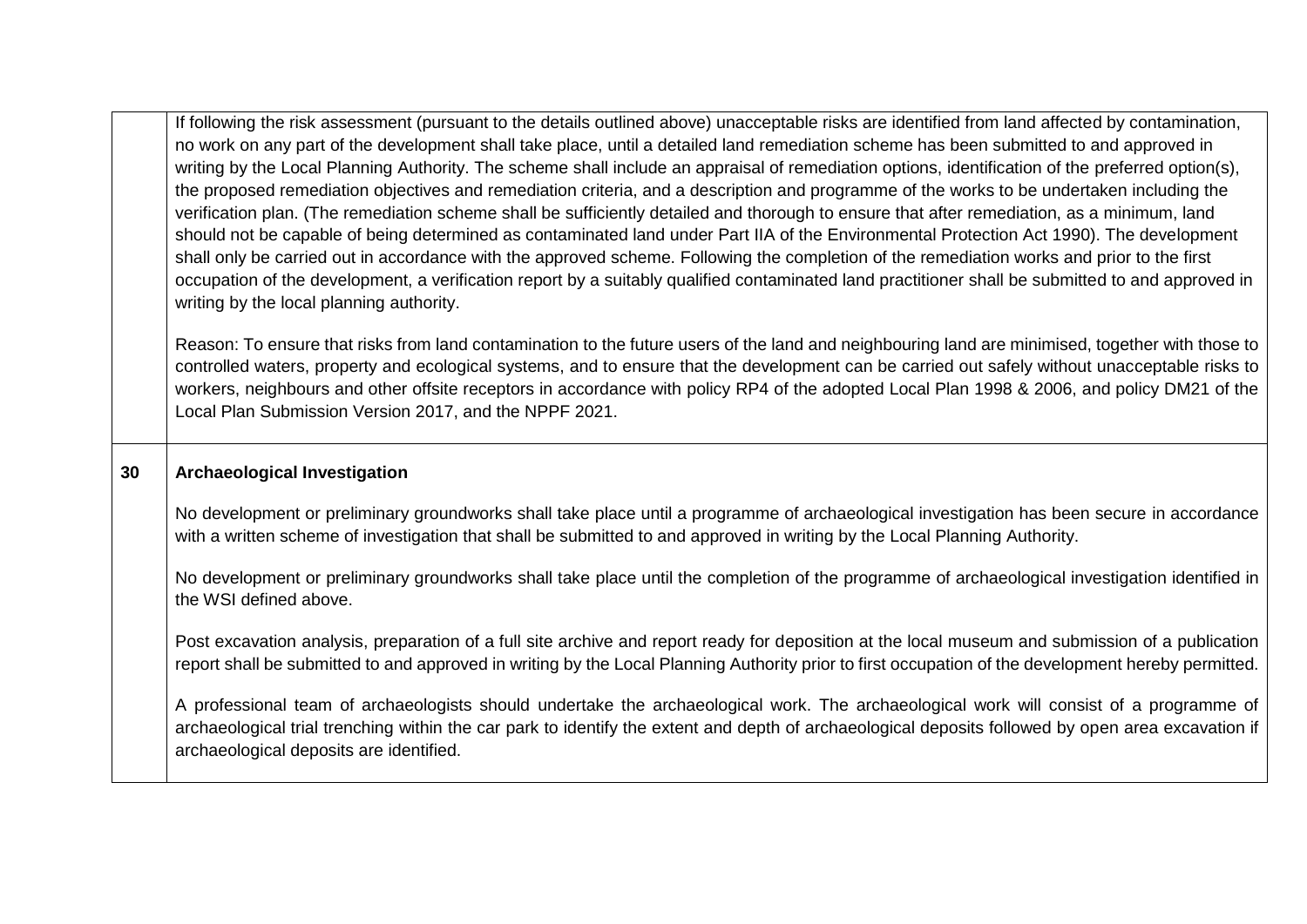| | |
|---|---|
| | If following the risk assessment (pursuant to the details outlined above) unacceptable risks are identified from land affected by contamination, no work on any part of the development shall take place, until a detailed land remediation scheme has been submitted to and approved in writing by the Local Planning Authority. The scheme shall include an appraisal of remediation options, identification of the preferred option(s), the proposed remediation objectives and remediation criteria, and a description and programme of the works to be undertaken including the verification plan. (The remediation scheme shall be sufficiently detailed and thorough to ensure that after remediation, as a minimum, land should not be capable of being determined as contaminated land under Part IIA of the Environmental Protection Act 1990). The development shall only be carried out in accordance with the approved scheme. Following the completion of the remediation works and prior to the first occupation of the development, a verification report by a suitably qualified contaminated land practitioner shall be submitted to and approved in writing by the local planning authority.<br><br>Reason: To ensure that risks from land contamination to the future users of the land and neighbouring land are minimised, together with those to controlled waters, property and ecological systems, and to ensure that the development can be carried out safely without unacceptable risks to workers, neighbours and other offsite receptors in accordance with policy RP4 of the adopted Local Plan 1998 & 2006, and policy DM21 of the Local Plan Submission Version 2017, and the NPPF 2021. |
| **30** | **Archaeological Investigation**<br><br>No development or preliminary groundworks shall take place until a programme of archaeological investigation has been secure in accordance with a written scheme of investigation that shall be submitted to and approved in writing by the Local Planning Authority.<br><br>No development or preliminary groundworks shall take place until the completion of the programme of archaeological investigation identified in the WSI defined above.<br><br>Post excavation analysis, preparation of a full site archive and report ready for deposition at the local museum and submission of a publication report shall be submitted to and approved in writing by the Local Planning Authority prior to first occupation of the development hereby permitted.<br><br>A professional team of archaeologists should undertake the archaeological work. The archaeological work will consist of a programme of archaeological trial trenching within the car park to identify the extent and depth of archaeological deposits followed by open area excavation if archaeological deposits are identified. |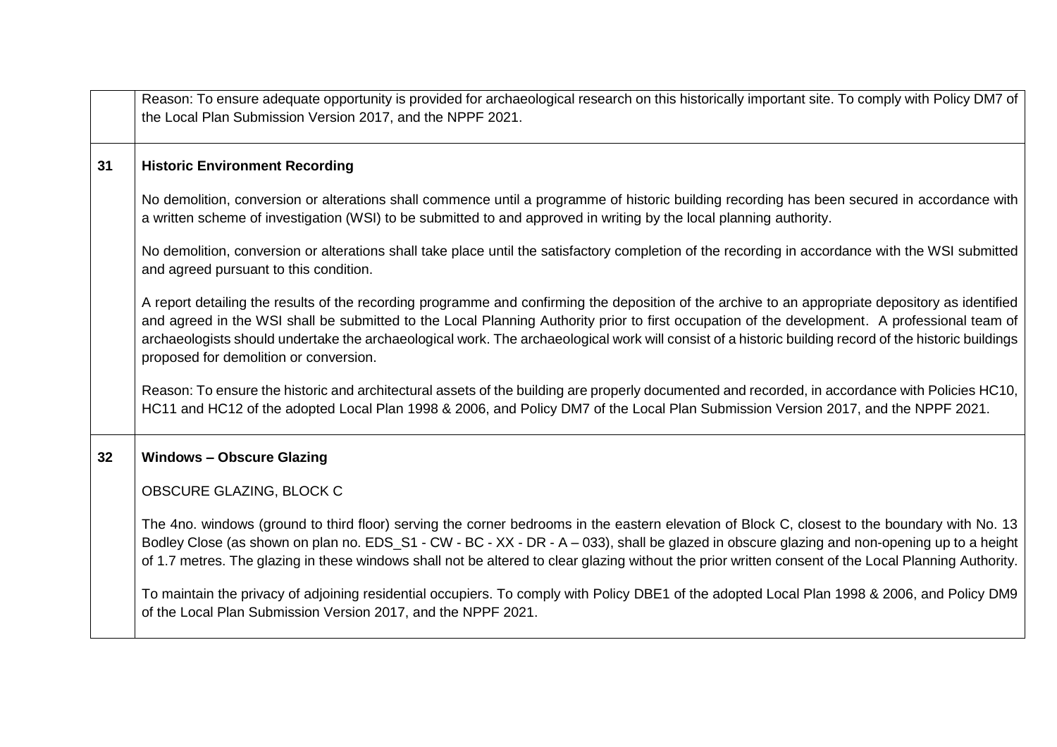| | |
|---|---|
| | Reason: To ensure adequate opportunity is provided for archaeological research on this historically important site. To comply with Policy DM7 of the Local Plan Submission Version 2017, and the NPPF 2021. |
| **31** | **Historic Environment Recording**<br><br>No demolition, conversion or alterations shall commence until a programme of historic building recording has been secured in accordance with a written scheme of investigation (WSI) to be submitted to and approved in writing by the local planning authority.<br><br>No demolition, conversion or alterations shall take place until the satisfactory completion of the recording in accordance with the WSI submitted and agreed pursuant to this condition.<br><br>A report detailing the results of the recording programme and confirming the deposition of the archive to an appropriate depository as identified and agreed in the WSI shall be submitted to the Local Planning Authority prior to first occupation of the development. A professional team of archaeologists should undertake the archaeological work. The archaeological work will consist of a historic building record of the historic buildings proposed for demolition or conversion.<br><br>Reason: To ensure the historic and architectural assets of the building are properly documented and recorded, in accordance with Policies HC10, HC11 and HC12 of the adopted Local Plan 1998 & 2006, and Policy DM7 of the Local Plan Submission Version 2017, and the NPPF 2021. |
| **32** | **Windows – Obscure Glazing**<br><br>OBSCURE GLAZING, BLOCK C<br><br>The 4no. windows (ground to third floor) serving the corner bedrooms in the eastern elevation of Block C, closest to the boundary with No. 13 Bodley Close (as shown on plan no. EDS_S1 - CW - BC - XX - DR - A – 033), shall be glazed in obscure glazing and non-opening up to a height of 1.7 metres. The glazing in these windows shall not be altered to clear glazing without the prior written consent of the Local Planning Authority.<br><br>To maintain the privacy of adjoining residential occupiers. To comply with Policy DBE1 of the adopted Local Plan 1998 & 2006, and Policy DM9 of the Local Plan Submission Version 2017, and the NPPF 2021. |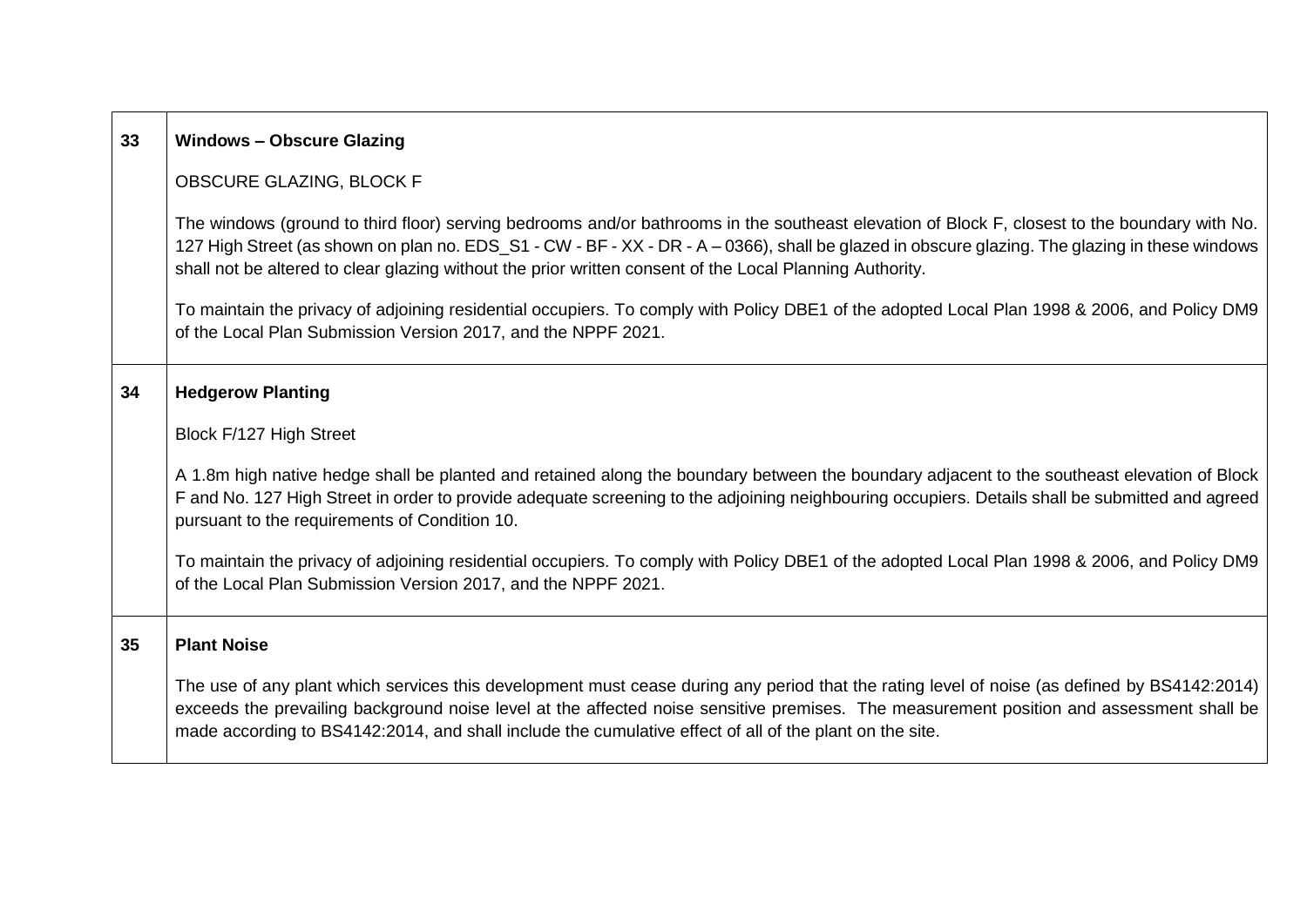| | |
|---|---|
| 33 | **Windows – Obscure Glazing**<br><br>OBSCURE GLAZING, BLOCK F<br><br>The windows (ground to third floor) serving bedrooms and/or bathrooms in the southeast elevation of Block F, closest to the boundary with No. 127 High Street (as shown on plan no. EDS_S1 - CW - BF - XX - DR - A – 0366), shall be glazed in obscure glazing. The glazing in these windows shall not be altered to clear glazing without the prior written consent of the Local Planning Authority.<br><br>To maintain the privacy of adjoining residential occupiers. To comply with Policy DBE1 of the adopted Local Plan 1998 & 2006, and Policy DM9 of the Local Plan Submission Version 2017, and the NPPF 2021. |
| 34 | **Hedgerow Planting**<br><br>Block F/127 High Street<br><br>A 1.8m high native hedge shall be planted and retained along the boundary between the boundary adjacent to the southeast elevation of Block F and No. 127 High Street in order to provide adequate screening to the adjoining neighbouring occupiers. Details shall be submitted and agreed pursuant to the requirements of Condition 10.<br><br>To maintain the privacy of adjoining residential occupiers. To comply with Policy DBE1 of the adopted Local Plan 1998 & 2006, and Policy DM9 of the Local Plan Submission Version 2017, and the NPPF 2021. |
| 35 | **Plant Noise**<br><br>The use of any plant which services this development must cease during any period that the rating level of noise (as defined by BS4142:2014) exceeds the prevailing background noise level at the affected noise sensitive premises. The measurement position and assessment shall be made according to BS4142:2014, and shall include the cumulative effect of all of the plant on the site. |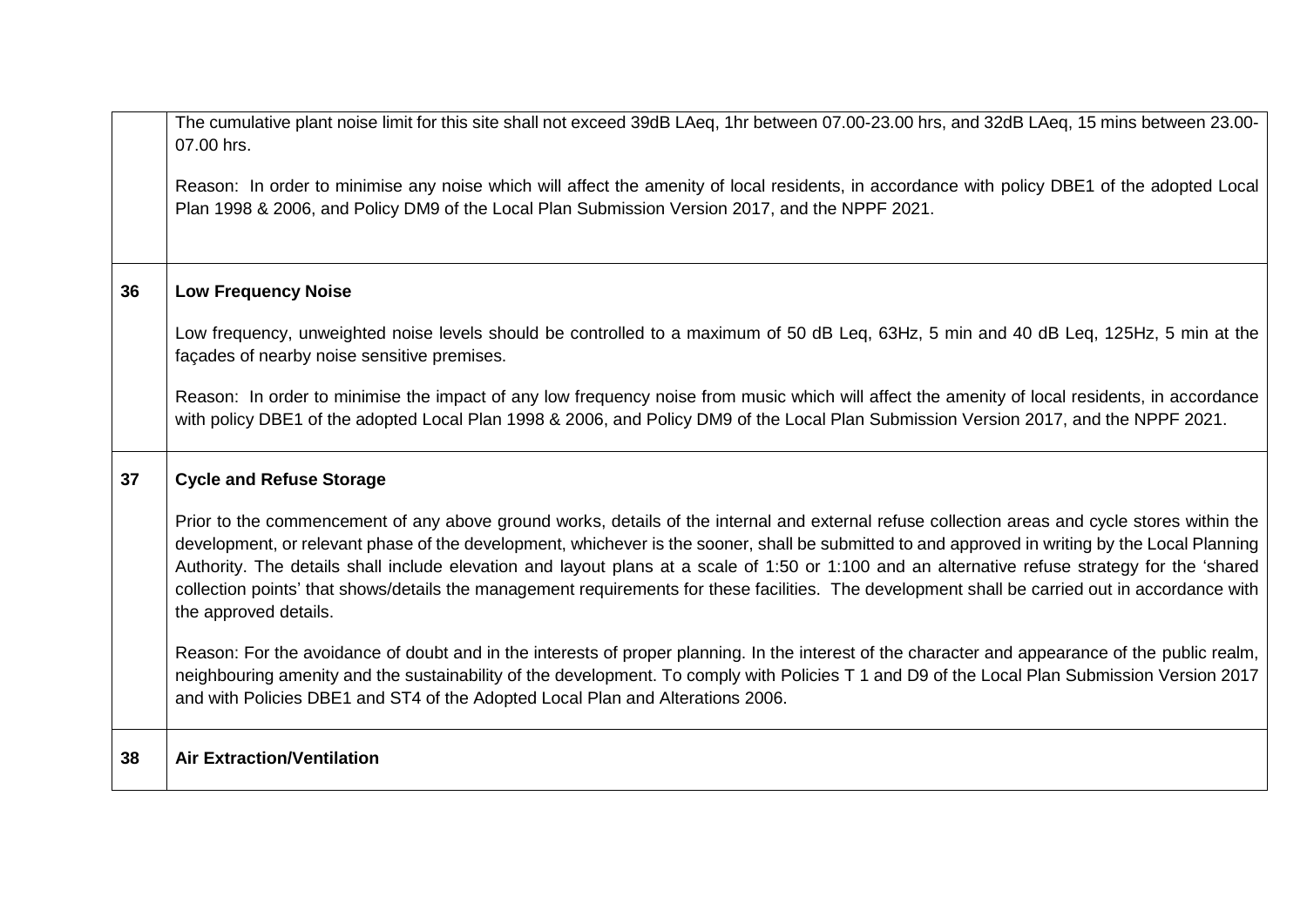| | |
|---|---|
| | The cumulative plant noise limit for this site shall not exceed 39dB LAeq, 1hr between 07.00-23.00 hrs, and 32dB LAeq, 15 mins between 23.00-07.00 hrs.<br><br>Reason: In order to minimise any noise which will affect the amenity of local residents, in accordance with policy DBE1 of the adopted Local Plan 1998 & 2006, and Policy DM9 of the Local Plan Submission Version 2017, and the NPPF 2021. |
| **36** | **Low Frequency Noise**<br><br>Low frequency, unweighted noise levels should be controlled to a maximum of 50 dB Leq, 63Hz, 5 min and 40 dB Leq, 125Hz, 5 min at the façades of nearby noise sensitive premises.<br><br>Reason: In order to minimise the impact of any low frequency noise from music which will affect the amenity of local residents, in accordance with policy DBE1 of the adopted Local Plan 1998 & 2006, and Policy DM9 of the Local Plan Submission Version 2017, and the NPPF 2021. |
| **37** | **Cycle and Refuse Storage**<br><br>Prior to the commencement of any above ground works, details of the internal and external refuse collection areas and cycle stores within the development, or relevant phase of the development, whichever is the sooner, shall be submitted to and approved in writing by the Local Planning Authority. The details shall include elevation and layout plans at a scale of 1:50 or 1:100 and an alternative refuse strategy for the 'shared collection points' that shows/details the management requirements for these facilities. The development shall be carried out in accordance with the approved details.<br><br>Reason: For the avoidance of doubt and in the interests of proper planning. In the interest of the character and appearance of the public realm, neighbouring amenity and the sustainability of the development. To comply with Policies T 1 and D9 of the Local Plan Submission Version 2017 and with Policies DBE1 and ST4 of the Adopted Local Plan and Alterations 2006. |
| **38** | **Air Extraction/Ventilation** |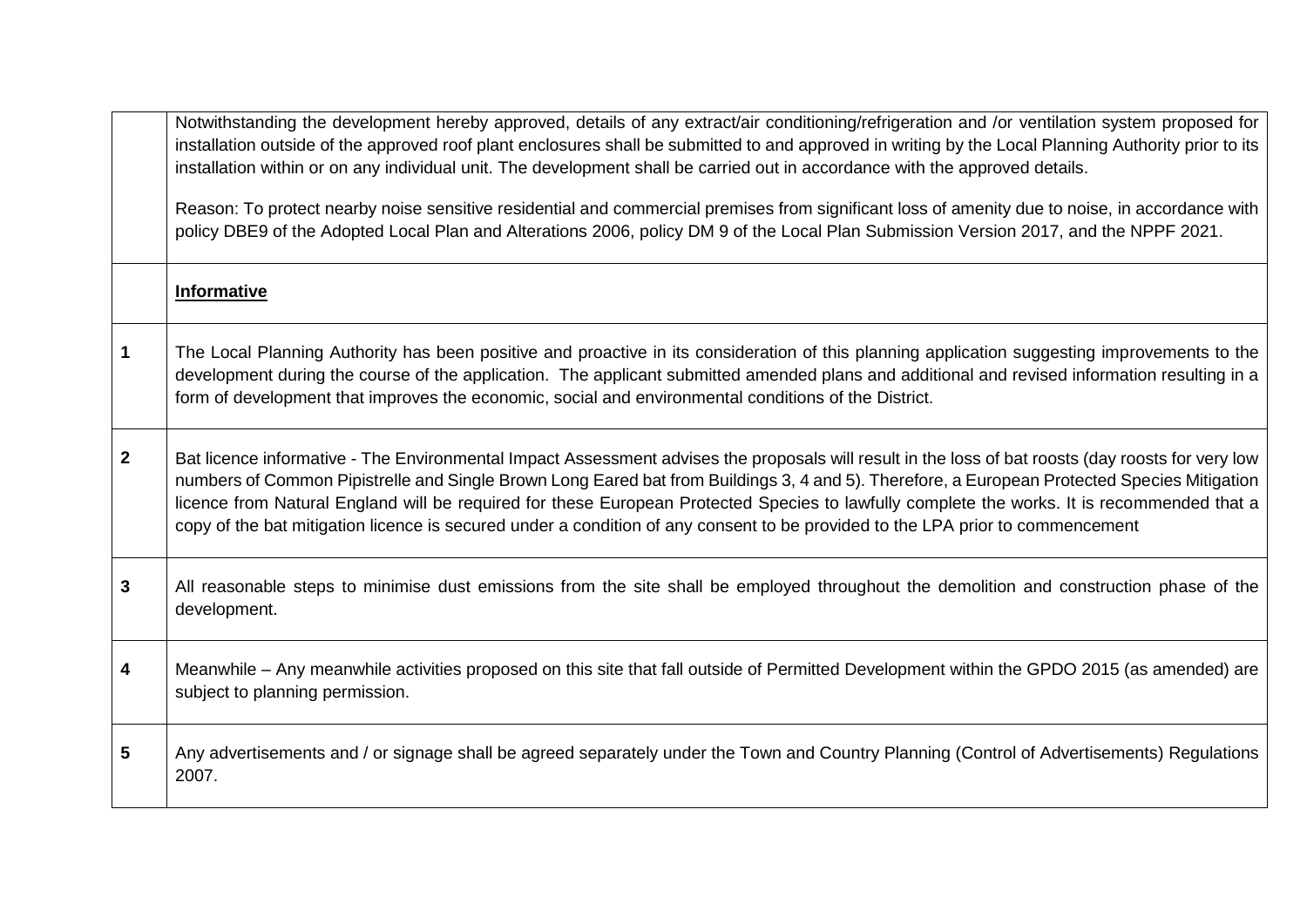| | |
|---|---|
| | Notwithstanding the development hereby approved, details of any extract/air conditioning/refrigeration and /or ventilation system proposed for installation outside of the approved roof plant enclosures shall be submitted to and approved in writing by the Local Planning Authority prior to its installation within or on any individual unit. The development shall be carried out in accordance with the approved details.<br><br>Reason: To protect nearby noise sensitive residential and commercial premises from significant loss of amenity due to noise, in accordance with policy DBE9 of the Adopted Local Plan and Alterations 2006, policy DM 9 of the Local Plan Submission Version 2017, and the NPPF 2021. |
| | **<u>Informative</u>** |
| **1** | The Local Planning Authority has been positive and proactive in its consideration of this planning application suggesting improvements to the development during the course of the application. The applicant submitted amended plans and additional and revised information resulting in a form of development that improves the economic, social and environmental conditions of the District. |
| **2** | Bat licence informative - The Environmental Impact Assessment advises the proposals will result in the loss of bat roosts (day roosts for very low numbers of Common Pipistrelle and Single Brown Long Eared bat from Buildings 3, 4 and 5). Therefore, a European Protected Species Mitigation licence from Natural England will be required for these European Protected Species to lawfully complete the works. It is recommended that a copy of the bat mitigation licence is secured under a condition of any consent to be provided to the LPA prior to commencement |
| **3** | All reasonable steps to minimise dust emissions from the site shall be employed throughout the demolition and construction phase of the development. |
| **4** | Meanwhile – Any meanwhile activities proposed on this site that fall outside of Permitted Development within the GPDO 2015 (as amended) are subject to planning permission. |
| **5** | Any advertisements and / or signage shall be agreed separately under the Town and Country Planning (Control of Advertisements) Regulations 2007. |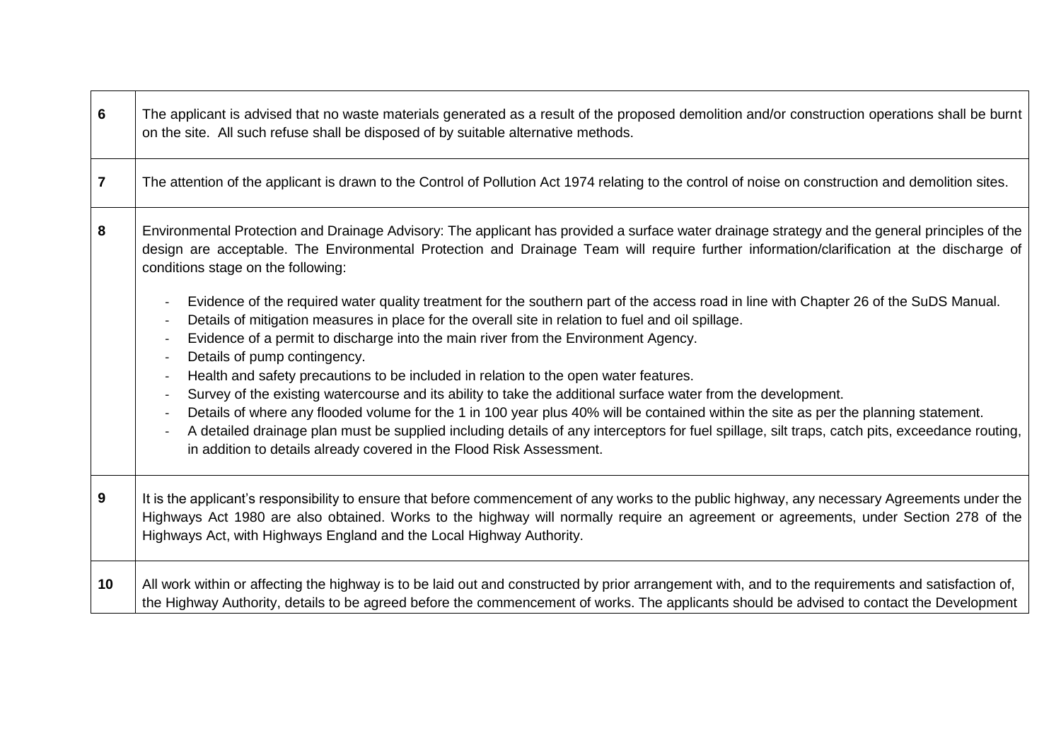| | |
|---|---|
| **6** | The applicant is advised that no waste materials generated as a result of the proposed demolition and/or construction operations shall be burnt on the site. All such refuse shall be disposed of by suitable alternative methods. |
| **7** | The attention of the applicant is drawn to the Control of Pollution Act 1974 relating to the control of noise on construction and demolition sites. |
| **8** | Environmental Protection and Drainage Advisory: The applicant has provided a surface water drainage strategy and the general principles of the design are acceptable. The Environmental Protection and Drainage Team will require further information/clarification at the discharge of conditions stage on the following:<br><br>- Evidence of the required water quality treatment for the southern part of the access road in line with Chapter 26 of the SuDS Manual.<br>- Details of mitigation measures in place for the overall site in relation to fuel and oil spillage.<br>- Evidence of a permit to discharge into the main river from the Environment Agency.<br>- Details of pump contingency.<br>- Health and safety precautions to be included in relation to the open water features.<br>- Survey of the existing watercourse and its ability to take the additional surface water from the development.<br>- Details of where any flooded volume for the 1 in 100 year plus 40% will be contained within the site as per the planning statement.<br>- A detailed drainage plan must be supplied including details of any interceptors for fuel spillage, silt traps, catch pits, exceedance routing, in addition to details already covered in the Flood Risk Assessment. |
| **9** | It is the applicant's responsibility to ensure that before commencement of any works to the public highway, any necessary Agreements under the Highways Act 1980 are also obtained. Works to the highway will normally require an agreement or agreements, under Section 278 of the Highways Act, with Highways England and the Local Highway Authority. |
| **10** | All work within or affecting the highway is to be laid out and constructed by prior arrangement with, and to the requirements and satisfaction of, the Highway Authority, details to be agreed before the commencement of works. The applicants should be advised to contact the Development |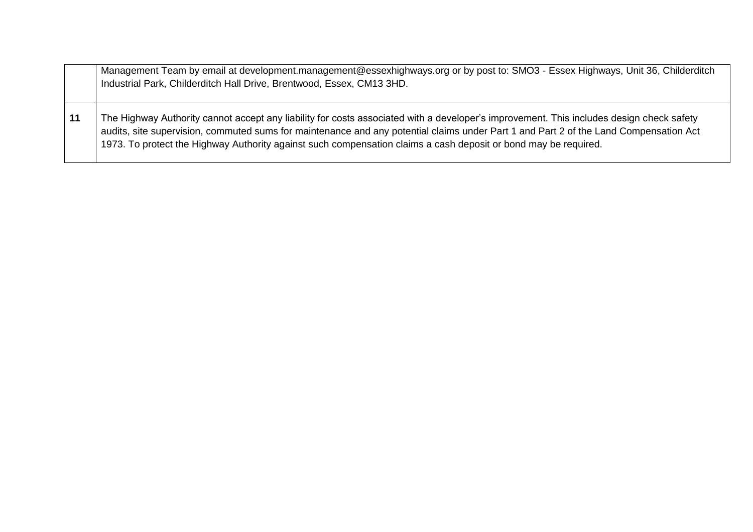| | |
|---|---|
| | Management Team by email at development.management@essexhighways.org or by post to: SMO3 - Essex Highways, Unit 36, Childerditch Industrial Park, Childerditch Hall Drive, Brentwood, Essex, CM13 3HD. |
| **11** | The Highway Authority cannot accept any liability for costs associated with a developer's improvement. This includes design check safety audits, site supervision, commuted sums for maintenance and any potential claims under Part 1 and Part 2 of the Land Compensation Act 1973. To protect the Highway Authority against such compensation claims a cash deposit or bond may be required. |